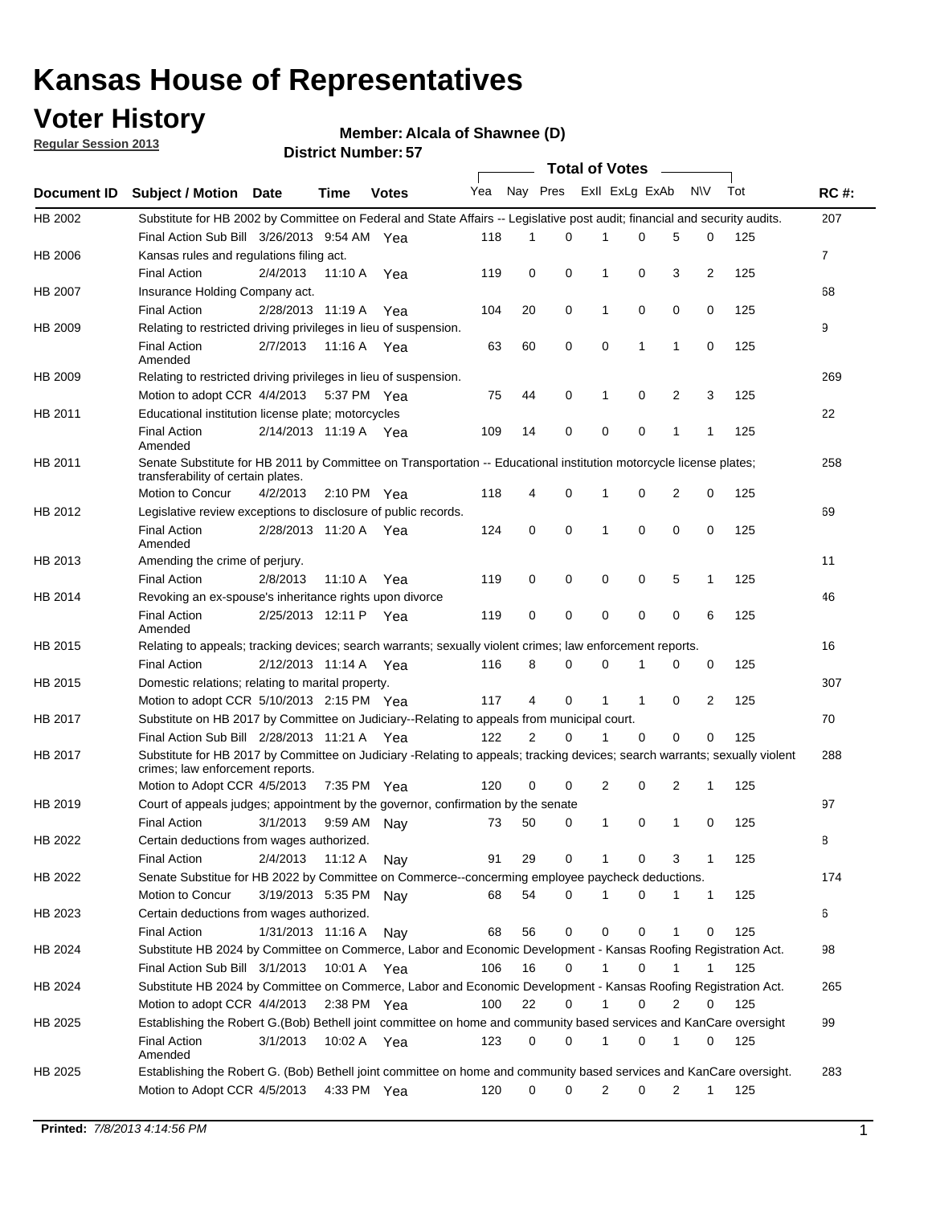# Kansas House of Representatives

## Voter History

**Regular Session 2013**

**Member: Alcala of Shawnee (D)**

**District Number: 57**

| Document ID | Subject / Motion | Date | Time | Votes | Yea | Nay | Pres | ExII | ExLg | ExAb | N\V | Tot | RC #: |
|---|---|---|---|---|---|---|---|---|---|---|---|---|---|
| HB 2002 | Substitute for HB 2002 by Committee on Federal and State Affairs -- Legislative post audit; financial and security audits. | | | | | | | | | | | | 207 |
| | Final Action Sub Bill | 3/26/2013 | 9:54 AM | Yea | 118 | 1 | 0 | 1 | 0 | 5 | 0 | 125 | |
| HB 2006 | Kansas rules and regulations filing act. | | | | | | | | | | | | 7 |
| | Final Action | 2/4/2013 | 11:10 A | Yea | 119 | 0 | 0 | 1 | 0 | 3 | 2 | 125 | |
| HB 2007 | Insurance Holding Company act. | | | | | | | | | | | | 68 |
| | Final Action | 2/28/2013 | 11:19 A | Yea | 104 | 20 | 0 | 1 | 0 | 0 | 0 | 125 | |
| HB 2009 | Relating to restricted driving privileges in lieu of suspension. | | | | | | | | | | | | 9 |
| | Final Action Amended | 2/7/2013 | 11:16 A | Yea | 63 | 60 | 0 | 0 | 1 | 1 | 0 | 125 | |
| HB 2009 | Relating to restricted driving privileges in lieu of suspension. | | | | | | | | | | | | 269 |
| | Motion to adopt CCR | 4/4/2013 | 5:37 PM | Yea | 75 | 44 | 0 | 1 | 0 | 2 | 3 | 125 | |
| HB 2011 | Educational institution license plate; motorcycles | | | | | | | | | | | | 22 |
| | Final Action Amended | 2/14/2013 | 11:19 A | Yea | 109 | 14 | 0 | 0 | 0 | 1 | 1 | 125 | |
| HB 2011 | Senate Substitute for HB 2011 by Committee on Transportation -- Educational institution motorcycle license plates; transferability of certain plates. | | | | | | | | | | | | 258 |
| | Motion to Concur | 4/2/2013 | 2:10 PM | Yea | 118 | 4 | 0 | 1 | 0 | 2 | 0 | 125 | |
| HB 2012 | Legislative review exceptions to disclosure of public records. | | | | | | | | | | | | 69 |
| | Final Action Amended | 2/28/2013 | 11:20 A | Yea | 124 | 0 | 0 | 1 | 0 | 0 | 0 | 125 | |
| HB 2013 | Amending the crime of perjury. | | | | | | | | | | | | 11 |
| | Final Action | 2/8/2013 | 11:10 A | Yea | 119 | 0 | 0 | 0 | 0 | 5 | 1 | 125 | |
| HB 2014 | Revoking an ex-spouse's inheritance rights upon divorce | | | | | | | | | | | | 46 |
| | Final Action Amended | 2/25/2013 | 12:11 P | Yea | 119 | 0 | 0 | 0 | 0 | 0 | 6 | 125 | |
| HB 2015 | Relating to appeals; tracking devices; search warrants; sexually violent crimes; law enforcement reports. | | | | | | | | | | | | 16 |
| | Final Action | 2/12/2013 | 11:14 A | Yea | 116 | 8 | 0 | 0 | 1 | 0 | 0 | 125 | |
| HB 2015 | Domestic relations; relating to marital property. | | | | | | | | | | | | 307 |
| | Motion to adopt CCR | 5/10/2013 | 2:15 PM | Yea | 117 | 4 | 0 | 1 | 1 | 0 | 2 | 125 | |
| HB 2017 | Substitute on HB 2017 by Committee on Judiciary--Relating to appeals from municipal court. | | | | | | | | | | | | 70 |
| | Final Action Sub Bill | 2/28/2013 | 11:21 A | Yea | 122 | 2 | 0 | 1 | 0 | 0 | 0 | 125 | |
| HB 2017 | Substitute for HB 2017 by Committee on Judiciary -Relating to appeals; tracking devices; search warrants; sexually violent crimes; law enforcement reports. | | | | | | | | | | | | 288 |
| | Motion to Adopt CCR | 4/5/2013 | 7:35 PM | Yea | 120 | 0 | 0 | 2 | 0 | 2 | 1 | 125 | |
| HB 2019 | Court of appeals judges; appointment by the governor, confirmation by the senate | | | | | | | | | | | | 97 |
| | Final Action | 3/1/2013 | 9:59 AM | Nay | 73 | 50 | 0 | 1 | 0 | 1 | 0 | 125 | |
| HB 2022 | Certain deductions from wages authorized. | | | | | | | | | | | | 8 |
| | Final Action | 2/4/2013 | 11:12 A | Nay | 91 | 29 | 0 | 1 | 0 | 3 | 1 | 125 | |
| HB 2022 | Senate Substitue for HB 2022 by Committee on Commerce--concerning employee paycheck deductions. | | | | | | | | | | | | 174 |
| | Motion to Concur | 3/19/2013 | 5:35 PM | Nay | 68 | 54 | 0 | 1 | 0 | 1 | 1 | 125 | |
| HB 2023 | Certain deductions from wages authorized. | | | | | | | | | | | | 6 |
| | Final Action | 1/31/2013 | 11:16 A | Nay | 68 | 56 | 0 | 0 | 0 | 1 | 0 | 125 | |
| HB 2024 | Substitute HB 2024 by Committee on Commerce, Labor and Economic Development - Kansas Roofing Registration Act. | | | | | | | | | | | | 98 |
| | Final Action Sub Bill | 3/1/2013 | 10:01 A | Yea | 106 | 16 | 0 | 1 | 0 | 1 | 1 | 125 | |
| HB 2024 | Substitute HB 2024 by Committee on Commerce, Labor and Economic Development - Kansas Roofing Registration Act. | | | | | | | | | | | | 265 |
| | Motion to adopt CCR | 4/4/2013 | 2:38 PM | Yea | 100 | 22 | 0 | 1 | 0 | 2 | 0 | 125 | |
| HB 2025 | Establishing the Robert G.(Bob) Bethell joint committee on home and community based services and KanCare oversight | | | | | | | | | | | | 99 |
| | Final Action Amended | 3/1/2013 | 10:02 A | Yea | 123 | 0 | 0 | 1 | 0 | 1 | 0 | 125 | |
| HB 2025 | Establishing the Robert G. (Bob) Bethell joint committee on home and community based services and KanCare oversight. | | | | | | | | | | | | 283 |
| | Motion to Adopt CCR | 4/5/2013 | 4:33 PM | Yea | 120 | 0 | 0 | 2 | 0 | 2 | 1 | 125 | |

**Printed:** *7/8/2013 4:14:56 PM*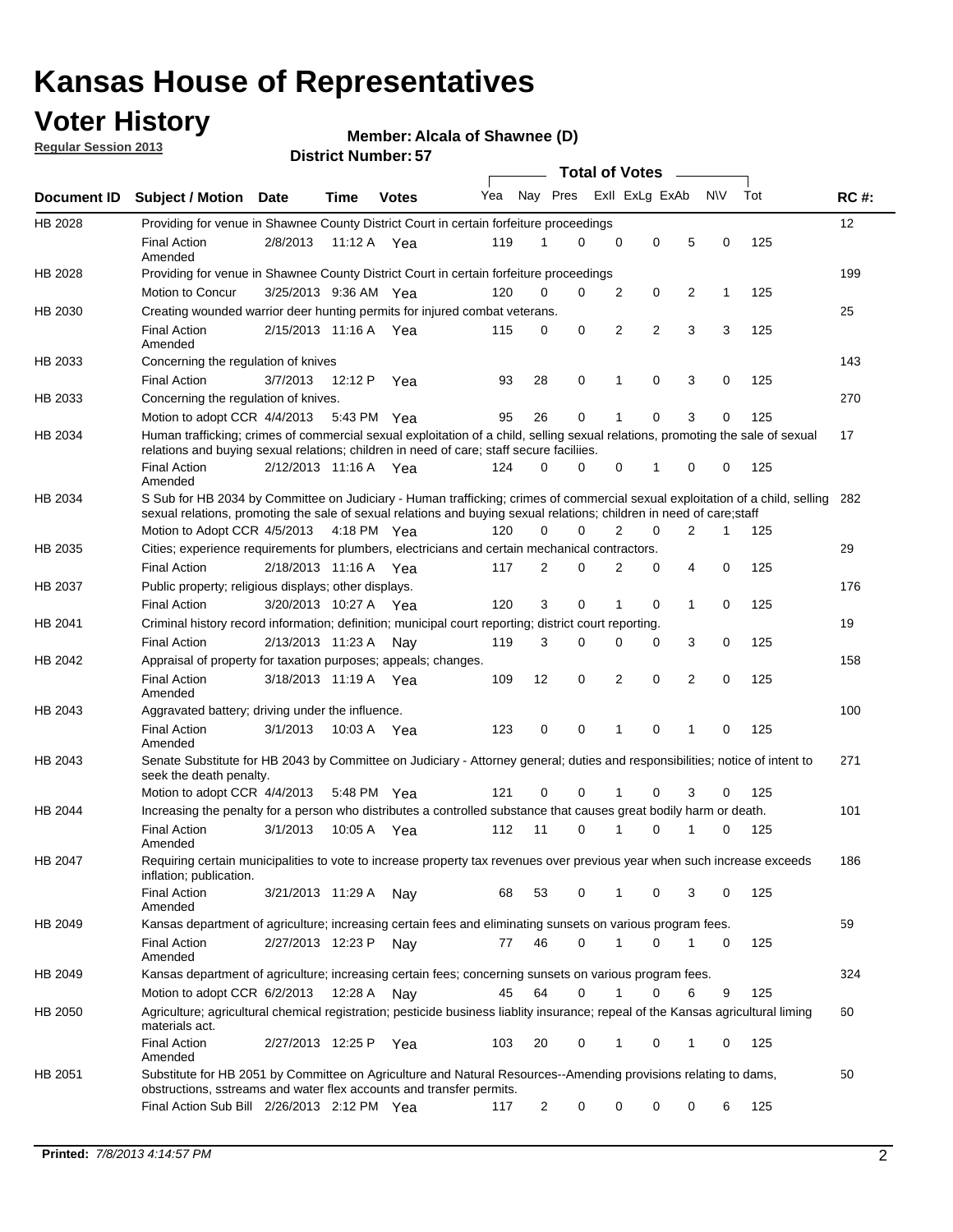# Kansas House of Representatives

## Voter History

**Regular Session 2013**

**Member: Alcala of Shawnee (D)**

**District Number: 57**

| Document ID | Subject / Motion | Date | Time | Votes | Yea | Nay | Pres | ExII | ExLg | ExAb | N\V | Tot | RC #: |
|---|---|---|---|---|---|---|---|---|---|---|---|---|---|
| HB 2028 | Providing for venue in Shawnee County District Court in certain forfeiture proceedings | | | | | | | | | | | | 12 |
| | Final Action Amended | 2/8/2013 | 11:12 A | Yea | 119 | 1 | 0 | 0 | 0 | 5 | 0 | 125 | |
| HB 2028 | Providing for venue in Shawnee County District Court in certain forfeiture proceedings | | | | | | | | | | | | 199 |
| | Motion to Concur | 3/25/2013 | 9:36 AM | Yea | 120 | 0 | 0 | 2 | 0 | 2 | 1 | 125 | |
| HB 2030 | Creating wounded warrior deer hunting permits for injured combat veterans. | | | | | | | | | | | | 25 |
| | Final Action Amended | 2/15/2013 | 11:16 A | Yea | 115 | 0 | 0 | 2 | 2 | 3 | 3 | 125 | |
| HB 2033 | Concerning the regulation of knives | | | | | | | | | | | | 143 |
| | Final Action | 3/7/2013 | 12:12 P | Yea | 93 | 28 | 0 | 1 | 0 | 3 | 0 | 125 | |
| HB 2033 | Concerning the regulation of knives. | | | | | | | | | | | | 270 |
| | Motion to adopt CCR | 4/4/2013 | 5:43 PM | Yea | 95 | 26 | 0 | 1 | 0 | 3 | 0 | 125 | |
| HB 2034 | Human trafficking; crimes of commercial sexual exploitation of a child, selling sexual relations, promoting the sale of sexual relations and buying sexual relations; children in need of care; staff secure faciliies. | | | | | | | | | | | | 17 |
| | Final Action Amended | 2/12/2013 | 11:16 A | Yea | 124 | 0 | 0 | 0 | 1 | 0 | 0 | 125 | |
| HB 2034 | S Sub for HB 2034 by Committee on Judiciary - Human trafficking; crimes of commercial sexual exploitation of a child, selling sexual relations, promoting the sale of sexual relations and buying sexual relations; children in need of care;staff | | | | | | | | | | | | 282 |
| | Motion to Adopt CCR | 4/5/2013 | 4:18 PM | Yea | 120 | 0 | 0 | 2 | 0 | 2 | 1 | 125 | |
| HB 2035 | Cities; experience requirements for plumbers, electricians and certain mechanical contractors. | | | | | | | | | | | | 29 |
| | Final Action | 2/18/2013 | 11:16 A | Yea | 117 | 2 | 0 | 2 | 0 | 4 | 0 | 125 | |
| HB 2037 | Public property; religious displays; other displays. | | | | | | | | | | | | 176 |
| | Final Action | 3/20/2013 | 10:27 A | Yea | 120 | 3 | 0 | 1 | 0 | 1 | 0 | 125 | |
| HB 2041 | Criminal history record information; definition; municipal court reporting; district court reporting. | | | | | | | | | | | | 19 |
| | Final Action | 2/13/2013 | 11:23 A | Nay | 119 | 3 | 0 | 0 | 0 | 3 | 0 | 125 | |
| HB 2042 | Appraisal of property for taxation purposes; appeals; changes. | | | | | | | | | | | | 158 |
| | Final Action Amended | 3/18/2013 | 11:19 A | Yea | 109 | 12 | 0 | 2 | 0 | 2 | 0 | 125 | |
| HB 2043 | Aggravated battery; driving under the influence. | | | | | | | | | | | | 100 |
| | Final Action Amended | 3/1/2013 | 10:03 A | Yea | 123 | 0 | 0 | 1 | 0 | 1 | 0 | 125 | |
| HB 2043 | Senate Substitute for HB 2043 by Committee on Judiciary - Attorney general; duties and responsibilities; notice of intent to seek the death penalty. | | | | | | | | | | | | 271 |
| | Motion to adopt CCR | 4/4/2013 | 5:48 PM | Yea | 121 | 0 | 0 | 1 | 0 | 3 | 0 | 125 | |
| HB 2044 | Increasing the penalty for a person who distributes a controlled substance that causes great bodily harm or death. | | | | | | | | | | | | 101 |
| | Final Action Amended | 3/1/2013 | 10:05 A | Yea | 112 | 11 | 0 | 1 | 0 | 1 | 0 | 125 | |
| HB 2047 | Requiring certain municipalities to vote to increase property tax revenues over previous year when such increase exceeds inflation; publication. | | | | | | | | | | | | 186 |
| | Final Action Amended | 3/21/2013 | 11:29 A | Nay | 68 | 53 | 0 | 1 | 0 | 3 | 0 | 125 | |
| HB 2049 | Kansas department of agriculture; increasing certain fees and eliminating sunsets on various program fees. | | | | | | | | | | | | 59 |
| | Final Action Amended | 2/27/2013 | 12:23 P | Nay | 77 | 46 | 0 | 1 | 0 | 1 | 0 | 125 | |
| HB 2049 | Kansas department of agriculture; increasing certain fees; concerning sunsets on various program fees. | | | | | | | | | | | | 324 |
| | Motion to adopt CCR | 6/2/2013 | 12:28 A | Nay | 45 | 64 | 0 | 1 | 0 | 6 | 9 | 125 | |
| HB 2050 | Agriculture; agricultural chemical registration; pesticide business liablity insurance; repeal of the Kansas agricultural liming materials act. | | | | | | | | | | | | 60 |
| | Final Action Amended | 2/27/2013 | 12:25 P | Yea | 103 | 20 | 0 | 1 | 0 | 1 | 0 | 125 | |
| HB 2051 | Substitute for HB 2051 by Committee on Agriculture and Natural Resources--Amending provisions relating to dams, obstructions, sstreams and water flex accounts and transfer permits. | | | | | | | | | | | | 50 |
| | Final Action Sub Bill | 2/26/2013 | 2:12 PM | Yea | 117 | 2 | 0 | 0 | 0 | 0 | 6 | 125 | |

**Printed:** *7/8/2013 4:14:57 PM*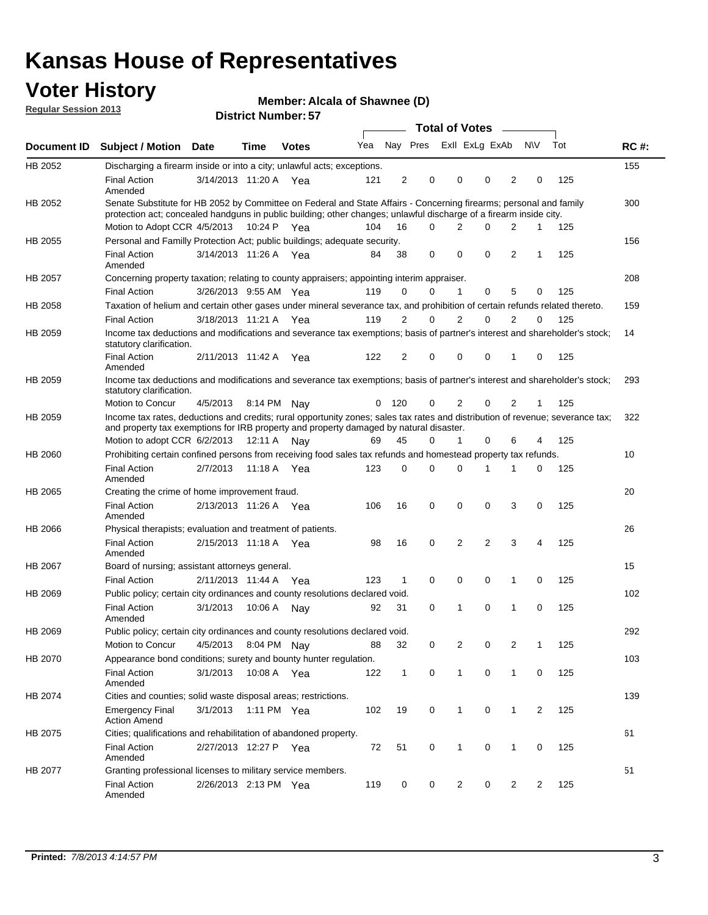# Kansas House of Representatives

## Voter History

**Regular Session 2013**

**Member: Alcala of Shawnee (D)**

**District Number: 57**

| Document ID | Subject / Motion | Date | Time | Votes | Yea | Nay | Pres | ExII | ExLg | ExAb | N\V | Tot | RC #: |
|---|---|---|---|---|---|---|---|---|---|---|---|---|---|
| HB 2052 | Discharging a firearm inside or into a city; unlawful acts; exceptions. | | | | | | | | | | | | 155 |
| | Final Action Amended | 3/14/2013 | 11:20 A | Yea | 121 | 2 | 0 | 0 | 0 | 2 | 0 | 125 | |
| HB 2052 | Senate Substitute for HB 2052 by Committee on Federal and State Affairs - Concerning firearms; personal and family protection act; concealed handguns in public building; other changes; unlawful discharge of a firearm inside city. | | | | | | | | | | | | 300 |
| | Motion to Adopt CCR | 4/5/2013 | 10:24 P | Yea | 104 | 16 | 0 | 2 | 0 | 2 | 1 | 125 | |
| HB 2055 | Personal and Familly Protection Act; public buildings; adequate security. | | | | | | | | | | | | 156 |
| | Final Action Amended | 3/14/2013 | 11:26 A | Yea | 84 | 38 | 0 | 0 | 0 | 2 | 1 | 125 | |
| HB 2057 | Concerning property taxation; relating to county appraisers; appointing interim appraiser. | | | | | | | | | | | | 208 |
| | Final Action | 3/26/2013 | 9:55 AM | Yea | 119 | 0 | 0 | 1 | 0 | 5 | 0 | 125 | |
| HB 2058 | Taxation of helium and certain other gases under mineral severance tax, and prohibition of certain refunds related thereto. | | | | | | | | | | | | 159 |
| | Final Action | 3/18/2013 | 11:21 A | Yea | 119 | 2 | 0 | 2 | 0 | 2 | 0 | 125 | |
| HB 2059 | Income tax deductions and modifications and severance tax exemptions; basis of partner's interest and shareholder's stock; statutory clarification. | | | | | | | | | | | | 14 |
| | Final Action Amended | 2/11/2013 | 11:42 A | Yea | 122 | 2 | 0 | 0 | 0 | 1 | 0 | 125 | |
| HB 2059 | Income tax deductions and modifications and severance tax exemptions; basis of partner's interest and shareholder's stock; statutory clarification. | | | | | | | | | | | | 293 |
| | Motion to Concur | 4/5/2013 | 8:14 PM | Nay | 0 | 120 | 0 | 2 | 0 | 2 | 1 | 125 | |
| HB 2059 | Income tax rates, deductions and credits; rural opportunity zones; sales tax rates and distribution of revenue; severance tax; and property tax exemptions for IRB property and property damaged by natural disaster. | | | | | | | | | | | | 322 |
| | Motion to adopt CCR | 6/2/2013 | 12:11 A | Nay | 69 | 45 | 0 | 1 | 0 | 6 | 4 | 125 | |
| HB 2060 | Prohibiting certain confined persons from receiving food sales tax refunds and homestead property tax refunds. | | | | | | | | | | | | 10 |
| | Final Action Amended | 2/7/2013 | 11:18 A | Yea | 123 | 0 | 0 | 0 | 1 | 1 | 0 | 125 | |
| HB 2065 | Creating the crime of home improvement fraud. | | | | | | | | | | | | 20 |
| | Final Action Amended | 2/13/2013 | 11:26 A | Yea | 106 | 16 | 0 | 0 | 0 | 3 | 0 | 125 | |
| HB 2066 | Physical therapists; evaluation and treatment of patients. | | | | | | | | | | | | 26 |
| | Final Action Amended | 2/15/2013 | 11:18 A | Yea | 98 | 16 | 0 | 2 | 2 | 3 | 4 | 125 | |
| HB 2067 | Board of nursing; assistant attorneys general. | | | | | | | | | | | | 15 |
| | Final Action | 2/11/2013 | 11:44 A | Yea | 123 | 1 | 0 | 0 | 0 | 1 | 0 | 125 | |
| HB 2069 | Public policy; certain city ordinances and county resolutions declared void. | | | | | | | | | | | | 102 |
| | Final Action Amended | 3/1/2013 | 10:06 A | Nay | 92 | 31 | 0 | 1 | 0 | 1 | 0 | 125 | |
| HB 2069 | Public policy; certain city ordinances and county resolutions declared void. | | | | | | | | | | | | 292 |
| | Motion to Concur | 4/5/2013 | 8:04 PM | Nay | 88 | 32 | 0 | 2 | 0 | 2 | 1 | 125 | |
| HB 2070 | Appearance bond conditions; surety and bounty hunter regulation. | | | | | | | | | | | | 103 |
| | Final Action Amended | 3/1/2013 | 10:08 A | Yea | 122 | 1 | 0 | 1 | 0 | 1 | 0 | 125 | |
| HB 2074 | Cities and counties; solid waste disposal areas; restrictions. | | | | | | | | | | | | 139 |
| | Emergency Final Action Amend | 3/1/2013 | 1:11 PM | Yea | 102 | 19 | 0 | 1 | 0 | 1 | 2 | 125 | |
| HB 2075 | Cities; qualifications and rehabilitation of abandoned property. | | | | | | | | | | | | 61 |
| | Final Action Amended | 2/27/2013 | 12:27 P | Yea | 72 | 51 | 0 | 1 | 0 | 1 | 0 | 125 | |
| HB 2077 | Granting professional licenses to military service members. | | | | | | | | | | | | 51 |
| | Final Action Amended | 2/26/2013 | 2:13 PM | Yea | 119 | 0 | 0 | 2 | 0 | 2 | 2 | 125 | |

**Printed:** *7/8/2013 4:14:57 PM*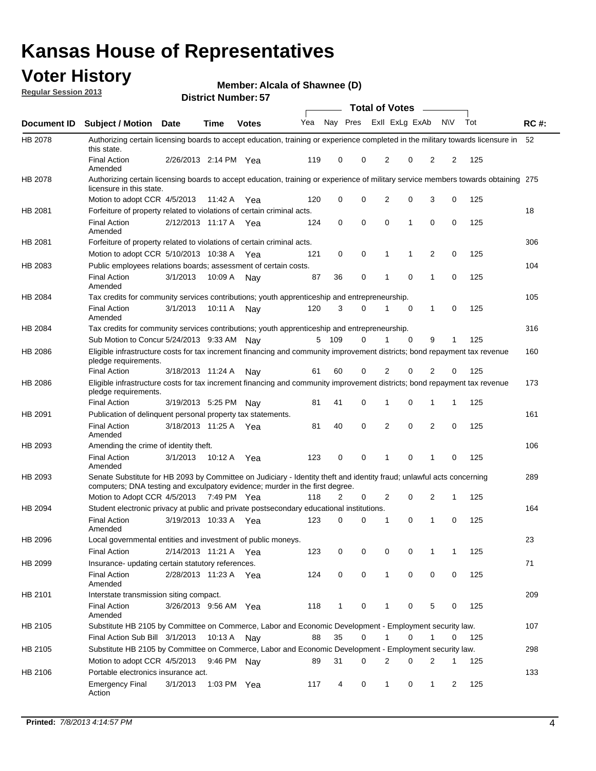# Kansas House of Representatives

## Voter History

**Regular Session 2013**

**Member: Alcala of Shawnee (D)**

**District Number: 57**

| Document ID | Subject / Motion | Date | Time | Votes | Yea | Nay | Pres | ExII | ExLg | ExAb | N\V | Tot | RC #: |
|---|---|---|---|---|---|---|---|---|---|---|---|---|---|
| HB 2078 | Authorizing certain licensing boards to accept education, training or experience completed in the military towards licensure in this state. | | | | | | | | | | | | 52 |
| | Final Action Amended | 2/26/2013 | 2:14 PM | Yea | 119 | 0 | 0 | 2 | 0 | 2 | 2 | 125 | |
| HB 2078 | Authorizing certain licensing boards to accept education, training or experience of military service members towards obtaining licensure in this state. | | | | | | | | | | | | 275 |
| | Motion to adopt CCR | 4/5/2013 | 11:42 A | Yea | 120 | 0 | 0 | 2 | 0 | 3 | 0 | 125 | |
| HB 2081 | Forfeiture of property related to violations of certain criminal acts. | | | | | | | | | | | | 18 |
| | Final Action Amended | 2/12/2013 | 11:17 A | Yea | 124 | 0 | 0 | 0 | 1 | 0 | 0 | 125 | |
| HB 2081 | Forfeiture of property related to violations of certain criminal acts. | | | | | | | | | | | | 306 |
| | Motion to adopt CCR | 5/10/2013 | 10:38 A | Yea | 121 | 0 | 0 | 1 | 1 | 2 | 0 | 125 | |
| HB 2083 | Public employees relations boards; assessment of certain costs. | | | | | | | | | | | | 104 |
| | Final Action Amended | 3/1/2013 | 10:09 A | Nay | 87 | 36 | 0 | 1 | 0 | 1 | 0 | 125 | |
| HB 2084 | Tax credits for community services contributions; youth apprenticeship and entrepreneurship. | | | | | | | | | | | | 105 |
| | Final Action Amended | 3/1/2013 | 10:11 A | Nay | 120 | 3 | 0 | 1 | 0 | 1 | 0 | 125 | |
| HB 2084 | Tax credits for community services contributions; youth apprenticeship and entrepreneurship. | | | | | | | | | | | | 316 |
| | Sub Motion to Concur | 5/24/2013 | 9:33 AM | Nay | 5 | 109 | 0 | 1 | 0 | 9 | 1 | 125 | |
| HB 2086 | Eligible infrastructure costs for tax increment financing and community improvement districts; bond repayment tax revenue pledge requirements. | | | | | | | | | | | | 160 |
| | Final Action | 3/18/2013 | 11:24 A | Nay | 61 | 60 | 0 | 2 | 0 | 2 | 0 | 125 | |
| HB 2086 | Eligible infrastructure costs for tax increment financing and community improvement districts; bond repayment tax revenue pledge requirements. | | | | | | | | | | | | 173 |
| | Final Action | 3/19/2013 | 5:25 PM | Nay | 81 | 41 | 0 | 1 | 0 | 1 | 1 | 125 | |
| HB 2091 | Publication of delinquent personal property tax statements. | | | | | | | | | | | | 161 |
| | Final Action Amended | 3/18/2013 | 11:25 A | Yea | 81 | 40 | 0 | 2 | 0 | 2 | 0 | 125 | |
| HB 2093 | Amending the crime of identity theft. | | | | | | | | | | | | 106 |
| | Final Action Amended | 3/1/2013 | 10:12 A | Yea | 123 | 0 | 0 | 1 | 0 | 1 | 0 | 125 | |
| HB 2093 | Senate Substitute for HB 2093 by Committee on Judiciary - Identity theft and identity fraud; unlawful acts concerning computers; DNA testing and exculpatory evidence; murder in the first degree. | | | | | | | | | | | | 289 |
| | Motion to Adopt CCR | 4/5/2013 | 7:49 PM | Yea | 118 | 2 | 0 | 2 | 0 | 2 | 1 | 125 | |
| HB 2094 | Student electronic privacy at public and private postsecondary educational institutions. | | | | | | | | | | | | 164 |
| | Final Action Amended | 3/19/2013 | 10:33 A | Yea | 123 | 0 | 0 | 1 | 0 | 1 | 0 | 125 | |
| HB 2096 | Local governmental entities and investment of public moneys. | | | | | | | | | | | | 23 |
| | Final Action | 2/14/2013 | 11:21 A | Yea | 123 | 0 | 0 | 0 | 0 | 1 | 1 | 125 | |
| HB 2099 | Insurance- updating certain statutory references. | | | | | | | | | | | | 71 |
| | Final Action Amended | 2/28/2013 | 11:23 A | Yea | 124 | 0 | 0 | 1 | 0 | 0 | 0 | 125 | |
| HB 2101 | Interstate transmission siting compact. | | | | | | | | | | | | 209 |
| | Final Action Amended | 3/26/2013 | 9:56 AM | Yea | 118 | 1 | 0 | 1 | 0 | 5 | 0 | 125 | |
| HB 2105 | Substitute HB 2105 by Committee on Commerce, Labor and Economic Development - Employment security law. | | | | | | | | | | | | 107 |
| | Final Action Sub Bill | 3/1/2013 | 10:13 A | Nay | 88 | 35 | 0 | 1 | 0 | 1 | 0 | 125 | |
| HB 2105 | Substitute HB 2105 by Committee on Commerce, Labor and Economic Development - Employment security law. | | | | | | | | | | | | 298 |
| | Motion to adopt CCR | 4/5/2013 | 9:46 PM | Nay | 89 | 31 | 0 | 2 | 0 | 2 | 1 | 125 | |
| HB 2106 | Portable electronics insurance act. | | | | | | | | | | | | 133 |
| | Emergency Final Action | 3/1/2013 | 1:03 PM | Yea | 117 | 4 | 0 | 1 | 0 | 1 | 2 | 125 | |

**Printed:** *7/8/2013 4:14:57 PM*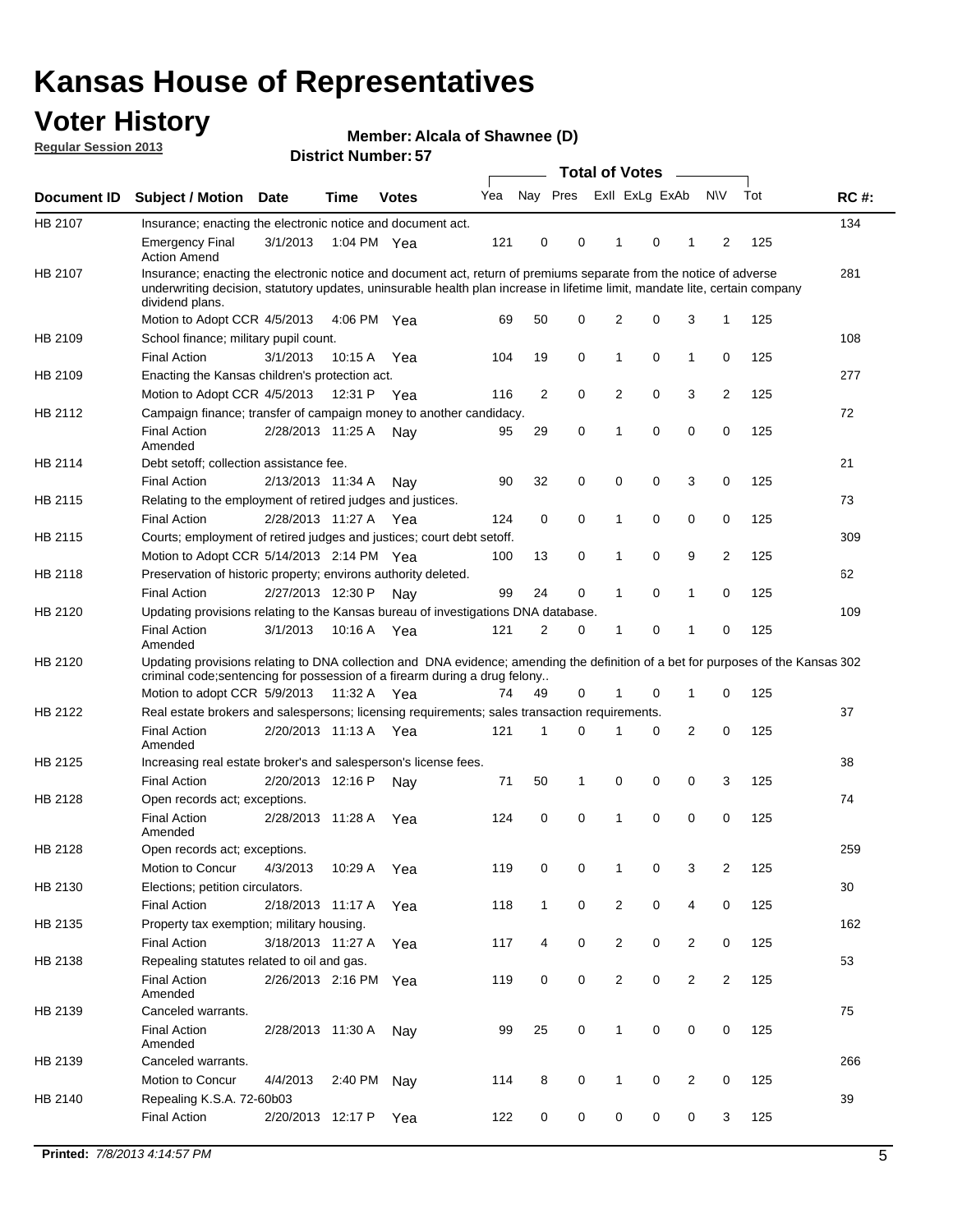# Kansas House of Representatives

## Voter History

**Regular Session 2013**

**Member: Alcala of Shawnee (D)**

**District Number: 57**

| Document ID | Subject / Motion | Date | Time | Votes | Yea | Nay | Pres | ExII | ExLg | ExAb | N\V | Tot | RC #: |
|---|---|---|---|---|---|---|---|---|---|---|---|---|---|
| HB 2107 | Insurance; enacting the electronic notice and document act. | | | | | | | | | | | | 134 |
| | Emergency Final Action Amend | 3/1/2013 | 1:04 PM | Yea | 121 | 0 | 0 | 1 | 0 | 1 | 2 | 125 | |
| HB 2107 | Insurance; enacting the electronic notice and document act, return of premiums separate from the notice of adverse underwriting decision, statutory updates, uninsurable health plan increase in lifetime limit, mandate lite, certain company dividend plans. | | | | | | | | | | | | 281 |
| | Motion to Adopt CCR | 4/5/2013 | 4:06 PM | Yea | 69 | 50 | 0 | 2 | 0 | 3 | 1 | 125 | |
| HB 2109 | School finance; military pupil count. | | | | | | | | | | | | 108 |
| | Final Action | 3/1/2013 | 10:15 A | Yea | 104 | 19 | 0 | 1 | 0 | 1 | 0 | 125 | |
| HB 2109 | Enacting the Kansas children's protection act. | | | | | | | | | | | | 277 |
| | Motion to Adopt CCR | 4/5/2013 | 12:31 P | Yea | 116 | 2 | 0 | 2 | 0 | 3 | 2 | 125 | |
| HB 2112 | Campaign finance; transfer of campaign money to another candidacy. | | | | | | | | | | | | 72 |
| | Final Action Amended | 2/28/2013 | 11:25 A | Nay | 95 | 29 | 0 | 1 | 0 | 0 | 0 | 125 | |
| HB 2114 | Debt setoff; collection assistance fee. | | | | | | | | | | | | 21 |
| | Final Action | 2/13/2013 | 11:34 A | Nay | 90 | 32 | 0 | 0 | 0 | 3 | 0 | 125 | |
| HB 2115 | Relating to the employment of retired judges and justices. | | | | | | | | | | | | 73 |
| | Final Action | 2/28/2013 | 11:27 A | Yea | 124 | 0 | 0 | 1 | 0 | 0 | 0 | 125 | |
| HB 2115 | Courts; employment of retired judges and justices; court debt setoff. | | | | | | | | | | | | 309 |
| | Motion to Adopt CCR | 5/14/2013 | 2:14 PM | Yea | 100 | 13 | 0 | 1 | 0 | 9 | 2 | 125 | |
| HB 2118 | Preservation of historic property; environs authority deleted. | | | | | | | | | | | | 62 |
| | Final Action | 2/27/2013 | 12:30 P | Nay | 99 | 24 | 0 | 1 | 0 | 1 | 0 | 125 | |
| HB 2120 | Updating provisions relating to the Kansas bureau of investigations DNA database. | | | | | | | | | | | | 109 |
| | Final Action Amended | 3/1/2013 | 10:16 A | Yea | 121 | 2 | 0 | 1 | 0 | 1 | 0 | 125 | |
| HB 2120 | Updating provisions relating to DNA collection and DNA evidence; amending the definition of a bet for purposes of the Kansas criminal code;sentencing for possession of a firearm during a drug felony.. | | | | | | | | | | | | 302 |
| | Motion to adopt CCR | 5/9/2013 | 11:32 A | Yea | 74 | 49 | 0 | 1 | 0 | 1 | 0 | 125 | |
| HB 2122 | Real estate brokers and salespersons; licensing requirements; sales transaction requirements. | | | | | | | | | | | | 37 |
| | Final Action Amended | 2/20/2013 | 11:13 A | Yea | 121 | 1 | 0 | 1 | 0 | 2 | 0 | 125 | |
| HB 2125 | Increasing real estate broker's and salesperson's license fees. | | | | | | | | | | | | 38 |
| | Final Action | 2/20/2013 | 12:16 P | Nay | 71 | 50 | 1 | 0 | 0 | 0 | 3 | 125 | |
| HB 2128 | Open records act; exceptions. | | | | | | | | | | | | 74 |
| | Final Action Amended | 2/28/2013 | 11:28 A | Yea | 124 | 0 | 0 | 1 | 0 | 0 | 0 | 125 | |
| HB 2128 | Open records act; exceptions. | | | | | | | | | | | | 259 |
| | Motion to Concur | 4/3/2013 | 10:29 A | Yea | 119 | 0 | 0 | 1 | 0 | 3 | 2 | 125 | |
| HB 2130 | Elections; petition circulators. | | | | | | | | | | | | 30 |
| | Final Action | 2/18/2013 | 11:17 A | Yea | 118 | 1 | 0 | 2 | 0 | 4 | 0 | 125 | |
| HB 2135 | Property tax exemption; military housing. | | | | | | | | | | | | 162 |
| | Final Action | 3/18/2013 | 11:27 A | Yea | 117 | 4 | 0 | 2 | 0 | 2 | 0 | 125 | |
| HB 2138 | Repealing statutes related to oil and gas. | | | | | | | | | | | | 53 |
| | Final Action Amended | 2/26/2013 | 2:16 PM | Yea | 119 | 0 | 0 | 2 | 0 | 2 | 2 | 125 | |
| HB 2139 | Canceled warrants. | | | | | | | | | | | | 75 |
| | Final Action Amended | 2/28/2013 | 11:30 A | Nay | 99 | 25 | 0 | 1 | 0 | 0 | 0 | 125 | |
| HB 2139 | Canceled warrants. | | | | | | | | | | | | 266 |
| | Motion to Concur | 4/4/2013 | 2:40 PM | Nay | 114 | 8 | 0 | 1 | 0 | 2 | 0 | 125 | |
| HB 2140 | Repealing K.S.A. 72-60b03 | | | | | | | | | | | | 39 |
| | Final Action | 2/20/2013 | 12:17 P | Yea | 122 | 0 | 0 | 0 | 0 | 0 | 3 | 125 | |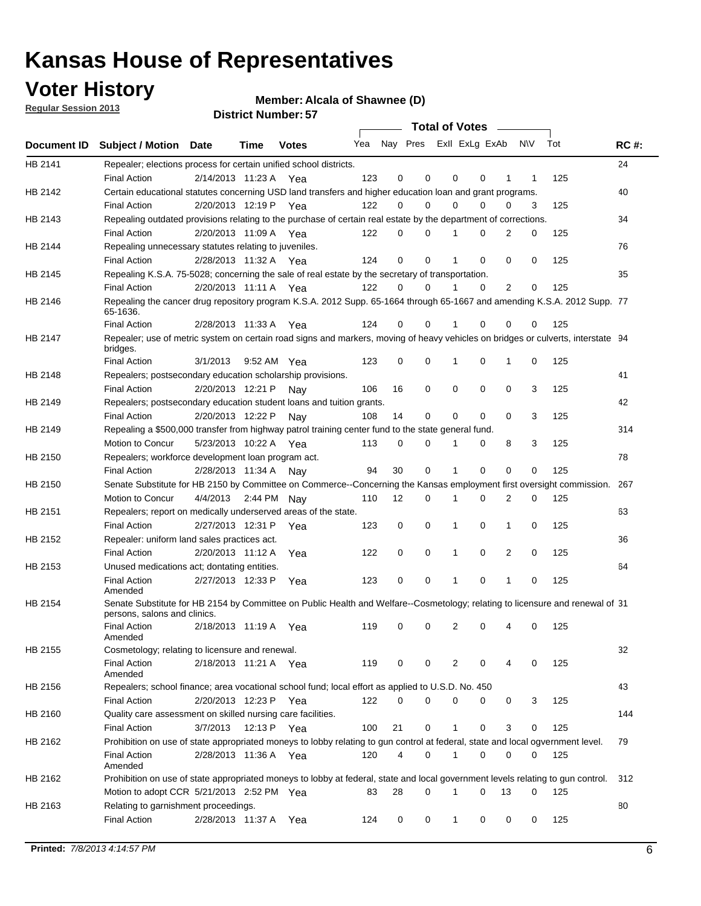# Kansas House of Representatives

## Voter History

**Regular Session 2013**

**Member: Alcala of Shawnee (D)**

**District Number: 57**

| Document ID | Subject / Motion | Date | Time | Votes | Yea | Nay | Pres | ExII | ExLg | ExAb | N\V | Tot | RC #: |
|---|---|---|---|---|---|---|---|---|---|---|---|---|---|
| HB 2141 | Repealer; elections process for certain unified school districts. | | | | | | | | | | | | 24 |
| | Final Action | 2/14/2013 | 11:23 A | Yea | 123 | 0 | 0 | 0 | 0 | 1 | 1 | 125 | |
| HB 2142 | Certain educational statutes concerning USD land transfers and higher education loan and grant programs. | | | | | | | | | | | | 40 |
| | Final Action | 2/20/2013 | 12:19 P | Yea | 122 | 0 | 0 | 0 | 0 | 0 | 3 | 125 | |
| HB 2143 | Repealing outdated provisions relating to the purchase of certain real estate by the department of corrections. | | | | | | | | | | | | 34 |
| | Final Action | 2/20/2013 | 11:09 A | Yea | 122 | 0 | 0 | 1 | 0 | 2 | 0 | 125 | |
| HB 2144 | Repealing unnecessary statutes relating to juveniles. | | | | | | | | | | | | 76 |
| | Final Action | 2/28/2013 | 11:32 A | Yea | 124 | 0 | 0 | 1 | 0 | 0 | 0 | 125 | |
| HB 2145 | Repealing K.S.A. 75-5028; concerning the sale of real estate by the secretary of transportation. | | | | | | | | | | | | 35 |
| | Final Action | 2/20/2013 | 11:11 A | Yea | 122 | 0 | 0 | 1 | 0 | 2 | 0 | 125 | |
| HB 2146 | Repealing the cancer drug repository program K.S.A. 2012 Supp. 65-1664 through 65-1667 and amending K.S.A. 2012 Supp. 65-1636. | | | | | | | | | | | | 77 |
| | Final Action | 2/28/2013 | 11:33 A | Yea | 124 | 0 | 0 | 1 | 0 | 0 | 0 | 125 | |
| HB 2147 | Repealer; use of metric system on certain road signs and markers, moving of heavy vehicles on bridges or culverts, interstate bridges. | | | | | | | | | | | | 94 |
| | Final Action | 3/1/2013 | 9:52 AM | Yea | 123 | 0 | 0 | 1 | 0 | 1 | 0 | 125 | |
| HB 2148 | Repealers; postsecondary education scholarship provisions. | | | | | | | | | | | | 41 |
| | Final Action | 2/20/2013 | 12:21 P | Nay | 106 | 16 | 0 | 0 | 0 | 0 | 3 | 125 | |
| HB 2149 | Repealers; postsecondary education student loans and tuition grants. | | | | | | | | | | | | 42 |
| | Final Action | 2/20/2013 | 12:22 P | Nay | 108 | 14 | 0 | 0 | 0 | 0 | 3 | 125 | |
| HB 2149 | Repealing a $500,000 transfer from highway patrol training center fund to the state general fund. | | | | | | | | | | | | 314 |
| | Motion to Concur | 5/23/2013 | 10:22 A | Yea | 113 | 0 | 0 | 1 | 0 | 8 | 3 | 125 | |
| HB 2150 | Repealers; workforce development loan program act. | | | | | | | | | | | | 78 |
| | Final Action | 2/28/2013 | 11:34 A | Nay | 94 | 30 | 0 | 1 | 0 | 0 | 0 | 125 | |
| HB 2150 | Senate Substitute for HB 2150 by Committee on Commerce--Concerning the Kansas employment first oversight commission. | | | | | | | | | | | | 267 |
| | Motion to Concur | 4/4/2013 | 2:44 PM | Nay | 110 | 12 | 0 | 1 | 0 | 2 | 0 | 125 | |
| HB 2151 | Repealers; report on medically underserved areas of the state. | | | | | | | | | | | | 63 |
| | Final Action | 2/27/2013 | 12:31 P | Yea | 123 | 0 | 0 | 1 | 0 | 1 | 0 | 125 | |
| HB 2152 | Repealer: uniform land sales practices act. | | | | | | | | | | | | 36 |
| | Final Action | 2/20/2013 | 11:12 A | Yea | 122 | 0 | 0 | 1 | 0 | 2 | 0 | 125 | |
| HB 2153 | Unused medications act; dontating entities. | | | | | | | | | | | | 64 |
| | Final Action Amended | 2/27/2013 | 12:33 P | Yea | 123 | 0 | 0 | 1 | 0 | 1 | 0 | 125 | |
| HB 2154 | Senate Substitute for HB 2154 by Committee on Public Health and Welfare--Cosmetology; relating to licensure and renewal of persons, salons and clinics. | | | | | | | | | | | | 31 |
| | Final Action Amended | 2/18/2013 | 11:19 A | Yea | 119 | 0 | 0 | 2 | 0 | 4 | 0 | 125 | |
| HB 2155 | Cosmetology; relating to licensure and renewal. | | | | | | | | | | | | 32 |
| | Final Action Amended | 2/18/2013 | 11:21 A | Yea | 119 | 0 | 0 | 2 | 0 | 4 | 0 | 125 | |
| HB 2156 | Repealers; school finance; area vocational school fund; local effort as applied to U.S.D. No. 450 | | | | | | | | | | | | 43 |
| | Final Action | 2/20/2013 | 12:23 P | Yea | 122 | 0 | 0 | 0 | 0 | 0 | 3 | 125 | |
| HB 2160 | Quality care assessment on skilled nursing care facilities. | | | | | | | | | | | | 144 |
| | Final Action | 3/7/2013 | 12:13 P | Yea | 100 | 21 | 0 | 1 | 0 | 3 | 0 | 125 | |
| HB 2162 | Prohibition on use of state appropriated moneys to lobby relating to gun control at federal, state and local ogvernment level. | | | | | | | | | | | | 79 |
| | Final Action Amended | 2/28/2013 | 11:36 A | Yea | 120 | 4 | 0 | 1 | 0 | 0 | 0 | 125 | |
| HB 2162 | Prohibition on use of state appropriated moneys to lobby at federal, state and local government levels relating to gun control. | | | | | | | | | | | | 312 |
| | Motion to adopt CCR | 5/21/2013 | 2:52 PM | Yea | 83 | 28 | 0 | 1 | 0 | 13 | 0 | 125 | |
| HB 2163 | Relating to garnishment proceedings. | | | | | | | | | | | | 80 |
| | Final Action | 2/28/2013 | 11:37 A | Yea | 124 | 0 | 0 | 1 | 0 | 0 | 0 | 125 | |

**Printed:** *7/8/2013 4:14:57 PM*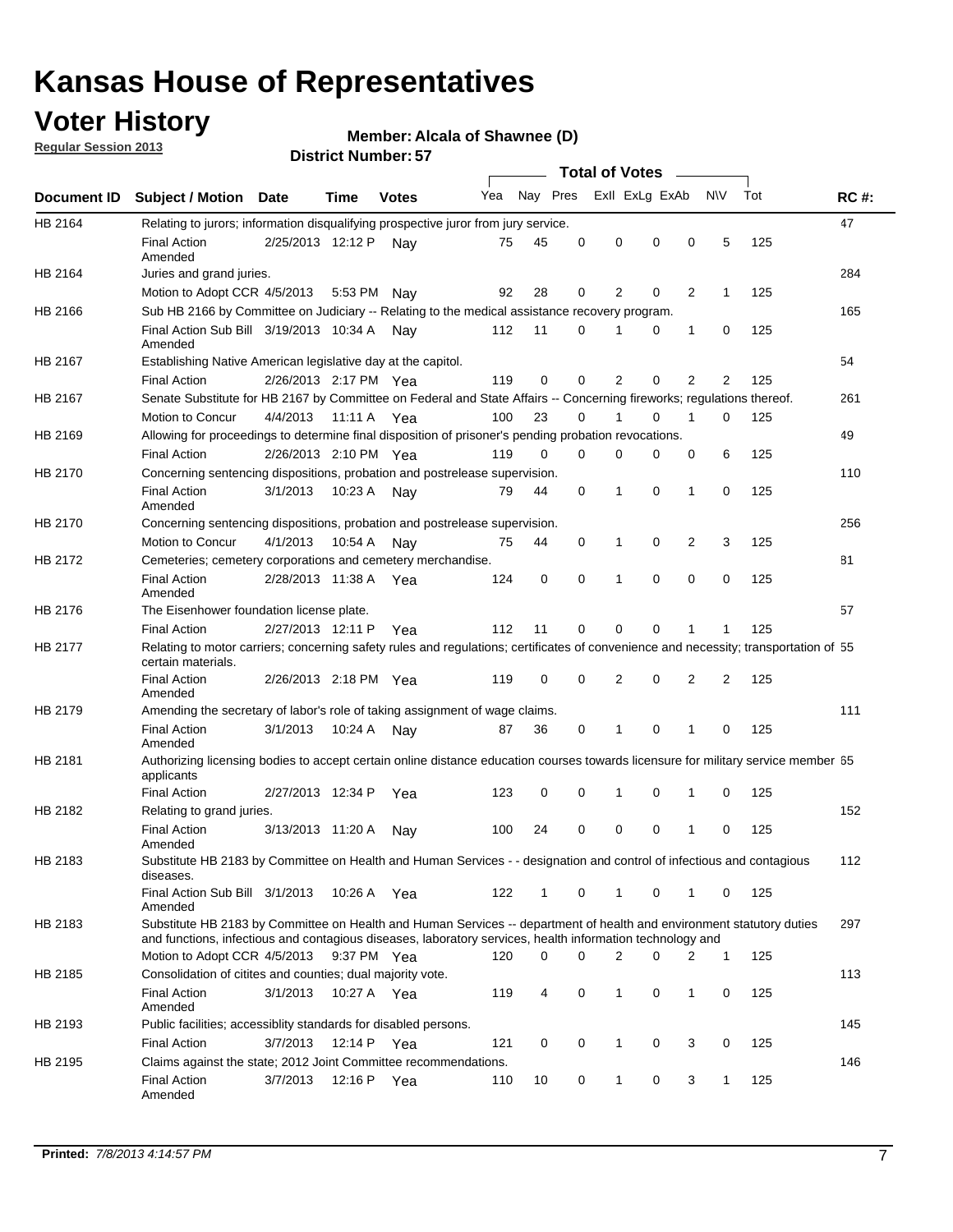# Kansas House of Representatives

## Voter History

**Regular Session 2013**

**Member: Alcala of Shawnee (D)**

**District Number: 57**

| Document ID | Subject / Motion | Date | Time | Votes | Yea | Nay | Pres | ExII | ExLg | ExAb | N\V | Tot | RC #: |
|---|---|---|---|---|---|---|---|---|---|---|---|---|---|
| HB 2164 | Relating to jurors; information disqualifying prospective juror from jury service. | | | | | | | | | | | | 47 |
| | Final Action Amended | 2/25/2013 | 12:12 P | Nay | 75 | 45 | 0 | 0 | 0 | 0 | 5 | 125 | |
| HB 2164 | Juries and grand juries. | | | | | | | | | | | | 284 |
| | Motion to Adopt CCR | 4/5/2013 | 5:53 PM | Nay | 92 | 28 | 0 | 2 | 0 | 2 | 1 | 125 | |
| HB 2166 | Sub HB 2166 by Committee on Judiciary -- Relating to the medical assistance recovery program. | | | | | | | | | | | | 165 |
| | Final Action Sub Bill Amended | 3/19/2013 | 10:34 A | Nay | 112 | 11 | 0 | 1 | 0 | 1 | 0 | 125 | |
| HB 2167 | Establishing Native American legislative day at the capitol. | | | | | | | | | | | | 54 |
| | Final Action | 2/26/2013 | 2:17 PM | Yea | 119 | 0 | 0 | 2 | 0 | 2 | 2 | 125 | |
| HB 2167 | Senate Substitute for HB 2167 by Committee on Federal and State Affairs -- Concerning fireworks; regulations thereof. | | | | | | | | | | | | 261 |
| | Motion to Concur | 4/4/2013 | 11:11 A | Yea | 100 | 23 | 0 | 1 | 0 | 1 | 0 | 125 | |
| HB 2169 | Allowing for proceedings to determine final disposition of prisoner's pending probation revocations. | | | | | | | | | | | | 49 |
| | Final Action | 2/26/2013 | 2:10 PM | Yea | 119 | 0 | 0 | 0 | 0 | 0 | 6 | 125 | |
| HB 2170 | Concerning sentencing dispositions, probation and postrelease supervision. | | | | | | | | | | | | 110 |
| | Final Action Amended | 3/1/2013 | 10:23 A | Nay | 79 | 44 | 0 | 1 | 0 | 1 | 0 | 125 | |
| HB 2170 | Concerning sentencing dispositions, probation and postrelease supervision. | | | | | | | | | | | | 256 |
| | Motion to Concur | 4/1/2013 | 10:54 A | Nay | 75 | 44 | 0 | 1 | 0 | 2 | 3 | 125 | |
| HB 2172 | Cemeteries; cemetery corporations and cemetery merchandise. | | | | | | | | | | | | 81 |
| | Final Action Amended | 2/28/2013 | 11:38 A | Yea | 124 | 0 | 0 | 1 | 0 | 0 | 0 | 125 | |
| HB 2176 | The Eisenhower foundation license plate. | | | | | | | | | | | | 57 |
| | Final Action | 2/27/2013 | 12:11 P | Yea | 112 | 11 | 0 | 0 | 0 | 1 | 1 | 125 | |
| HB 2177 | Relating to motor carriers; concerning safety rules and regulations; certificates of convenience and necessity; transportation of certain materials. | | | | | | | | | | | | 55 |
| | Final Action Amended | 2/26/2013 | 2:18 PM | Yea | 119 | 0 | 0 | 2 | 0 | 2 | 2 | 125 | |
| HB 2179 | Amending the secretary of labor's role of taking assignment of wage claims. | | | | | | | | | | | | 111 |
| | Final Action Amended | 3/1/2013 | 10:24 A | Nay | 87 | 36 | 0 | 1 | 0 | 1 | 0 | 125 | |
| HB 2181 | Authorizing licensing bodies to accept certain online distance education courses towards licensure for military service member applicants | | | | | | | | | | | | 65 |
| | Final Action | 2/27/2013 | 12:34 P | Yea | 123 | 0 | 0 | 1 | 0 | 1 | 0 | 125 | |
| HB 2182 | Relating to grand juries. | | | | | | | | | | | | 152 |
| | Final Action Amended | 3/13/2013 | 11:20 A | Nay | 100 | 24 | 0 | 0 | 0 | 1 | 0 | 125 | |
| HB 2183 | Substitute HB 2183 by Committee on Health and Human Services - - designation and control of infectious and contagious diseases. | | | | | | | | | | | | 112 |
| | Final Action Sub Bill Amended | 3/1/2013 | 10:26 A | Yea | 122 | 1 | 0 | 1 | 0 | 1 | 0 | 125 | |
| HB 2183 | Substitute HB 2183 by Committee on Health and Human Services -- department of health and environment statutory duties and functions, infectious and contagious diseases, laboratory services, health information technology and | | | | | | | | | | | | 297 |
| | Motion to Adopt CCR | 4/5/2013 | 9:37 PM | Yea | 120 | 0 | 0 | 2 | 0 | 2 | 1 | 125 | |
| HB 2185 | Consolidation of citites and counties; dual majority vote. | | | | | | | | | | | | 113 |
| | Final Action Amended | 3/1/2013 | 10:27 A | Yea | 119 | 4 | 0 | 1 | 0 | 1 | 0 | 125 | |
| HB 2193 | Public facilities; accessiblity standards for disabled persons. | | | | | | | | | | | | 145 |
| | Final Action | 3/7/2013 | 12:14 P | Yea | 121 | 0 | 0 | 1 | 0 | 3 | 0 | 125 | |
| HB 2195 | Claims against the state; 2012 Joint Committee recommendations. | | | | | | | | | | | | 146 |
| | Final Action Amended | 3/7/2013 | 12:16 P | Yea | 110 | 10 | 0 | 1 | 0 | 3 | 1 | 125 | |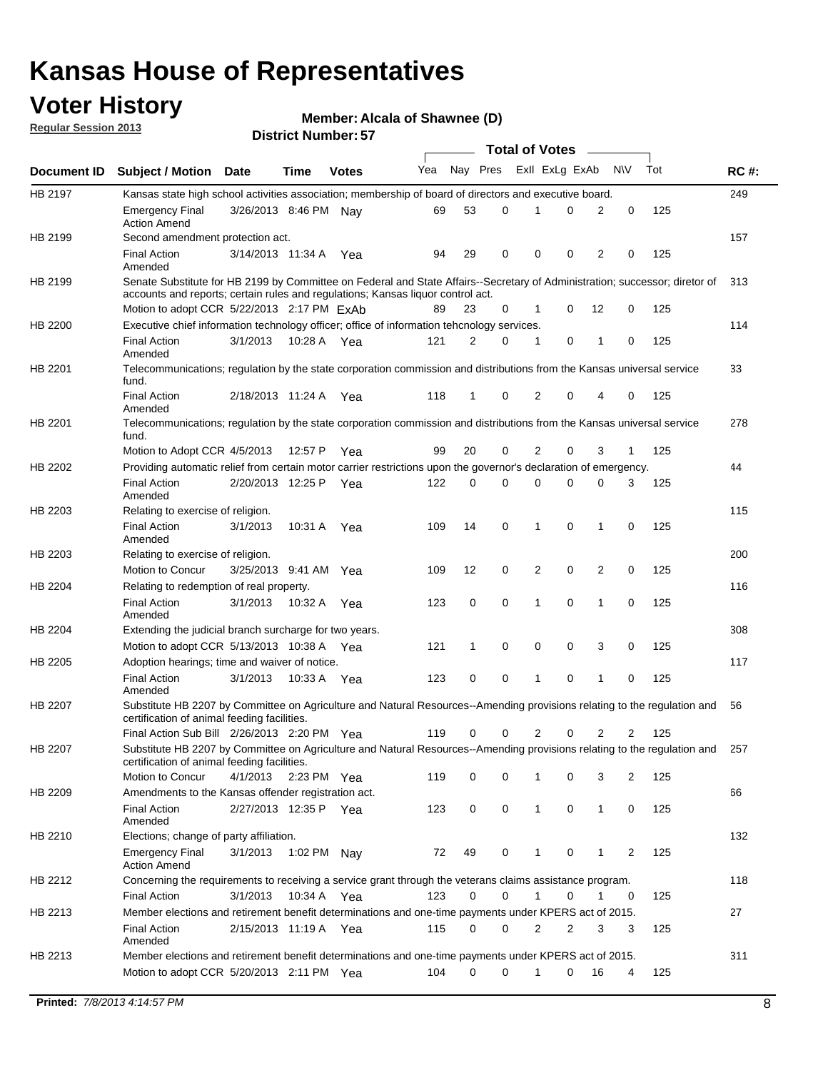# Kansas House of Representatives

## Voter History

**Regular Session 2013**

**Member: Alcala of Shawnee (D)**

**District Number: 57**

| Document ID | Subject / Motion | Date | Time | Votes | Yea | Nay | Pres | ExII | ExLg | ExAb | N\V | Tot | RC #: |
|---|---|---|---|---|---|---|---|---|---|---|---|---|---|
| HB 2197 | Kansas state high school activities association; membership of board of directors and executive board. | | | | | | | | | | | | 249 |
| | Emergency Final Action Amend | 3/26/2013 | 8:46 PM | Nay | 69 | 53 | 0 | 1 | 0 | 2 | 0 | 125 | |
| HB 2199 | Second amendment protection act. | | | | | | | | | | | | 157 |
| | Final Action Amended | 3/14/2013 | 11:34 A | Yea | 94 | 29 | 0 | 0 | 0 | 2 | 0 | 125 | |
| HB 2199 | Senate Substitute for HB 2199 by Committee on Federal and State Affairs--Secretary of Administration; successor; diretor of accounts and reports; certain rules and regulations; Kansas liquor control act. | | | | | | | | | | | | 313 |
| | Motion to adopt CCR | 5/22/2013 | 2:17 PM | ExAb | 89 | 23 | 0 | 1 | 0 | 12 | 0 | 125 | |
| HB 2200 | Executive chief information technology officer; office of information tehcnology services. | | | | | | | | | | | | 114 |
| | Final Action Amended | 3/1/2013 | 10:28 A | Yea | 121 | 2 | 0 | 1 | 0 | 1 | 0 | 125 | |
| HB 2201 | Telecommunications; regulation by the state corporation commission and distributions from the Kansas universal service fund. | | | | | | | | | | | | 33 |
| | Final Action Amended | 2/18/2013 | 11:24 A | Yea | 118 | 1 | 0 | 2 | 0 | 4 | 0 | 125 | |
| HB 2201 | Telecommunications; regulation by the state corporation commission and distributions from the Kansas universal service fund. | | | | | | | | | | | | 278 |
| | Motion to Adopt CCR | 4/5/2013 | 12:57 P | Yea | 99 | 20 | 0 | 2 | 0 | 3 | 1 | 125 | |
| HB 2202 | Providing automatic relief from certain motor carrier restrictions upon the governor's declaration of emergency. | | | | | | | | | | | | 44 |
| | Final Action Amended | 2/20/2013 | 12:25 P | Yea | 122 | 0 | 0 | 0 | 0 | 0 | 3 | 125 | |
| HB 2203 | Relating to exercise of religion. | | | | | | | | | | | | 115 |
| | Final Action Amended | 3/1/2013 | 10:31 A | Yea | 109 | 14 | 0 | 1 | 0 | 1 | 0 | 125 | |
| HB 2203 | Relating to exercise of religion. | | | | | | | | | | | | 200 |
| | Motion to Concur | 3/25/2013 | 9:41 AM | Yea | 109 | 12 | 0 | 2 | 0 | 2 | 0 | 125 | |
| HB 2204 | Relating to redemption of real property. | | | | | | | | | | | | 116 |
| | Final Action Amended | 3/1/2013 | 10:32 A | Yea | 123 | 0 | 0 | 1 | 0 | 1 | 0 | 125 | |
| HB 2204 | Extending the judicial branch surcharge for two years. | | | | | | | | | | | | 308 |
| | Motion to adopt CCR | 5/13/2013 | 10:38 A | Yea | 121 | 1 | 0 | 0 | 0 | 3 | 0 | 125 | |
| HB 2205 | Adoption hearings; time and waiver of notice. | | | | | | | | | | | | 117 |
| | Final Action Amended | 3/1/2013 | 10:33 A | Yea | 123 | 0 | 0 | 1 | 0 | 1 | 0 | 125 | |
| HB 2207 | Substitute HB 2207 by Committee on Agriculture and Natural Resources--Amending provisions relating to the regulation and certification of animal feeding facilities. | | | | | | | | | | | | 56 |
| | Final Action Sub Bill | 2/26/2013 | 2:20 PM | Yea | 119 | 0 | 0 | 2 | 0 | 2 | 2 | 125 | |
| HB 2207 | Substitute HB 2207 by Committee on Agriculture and Natural Resources--Amending provisions relating to the regulation and certification of animal feeding facilities. | | | | | | | | | | | | 257 |
| | Motion to Concur | 4/1/2013 | 2:23 PM | Yea | 119 | 0 | 0 | 1 | 0 | 3 | 2 | 125 | |
| HB 2209 | Amendments to the Kansas offender registration act. | | | | | | | | | | | | 66 |
| | Final Action Amended | 2/27/2013 | 12:35 P | Yea | 123 | 0 | 0 | 1 | 0 | 1 | 0 | 125 | |
| HB 2210 | Elections; change of party affiliation. | | | | | | | | | | | | 132 |
| | Emergency Final Action Amend | 3/1/2013 | 1:02 PM | Nay | 72 | 49 | 0 | 1 | 0 | 1 | 2 | 125 | |
| HB 2212 | Concerning the requirements to receiving a service grant through the veterans claims assistance program. | | | | | | | | | | | | 118 |
| | Final Action | 3/1/2013 | 10:34 A | Yea | 123 | 0 | 0 | 1 | 0 | 1 | 0 | 125 | |
| HB 2213 | Member elections and retirement benefit determinations and one-time payments under KPERS act of 2015. | | | | | | | | | | | | 27 |
| | Final Action Amended | 2/15/2013 | 11:19 A | Yea | 115 | 0 | 0 | 2 | 2 | 3 | 3 | 125 | |
| HB 2213 | Member elections and retirement benefit determinations and one-time payments under KPERS act of 2015. | | | | | | | | | | | | 311 |
| | Motion to adopt CCR | 5/20/2013 | 2:11 PM | Yea | 104 | 0 | 0 | 1 | 0 | 16 | 4 | 125 | |

**Printed:** *7/8/2013 4:14:57 PM*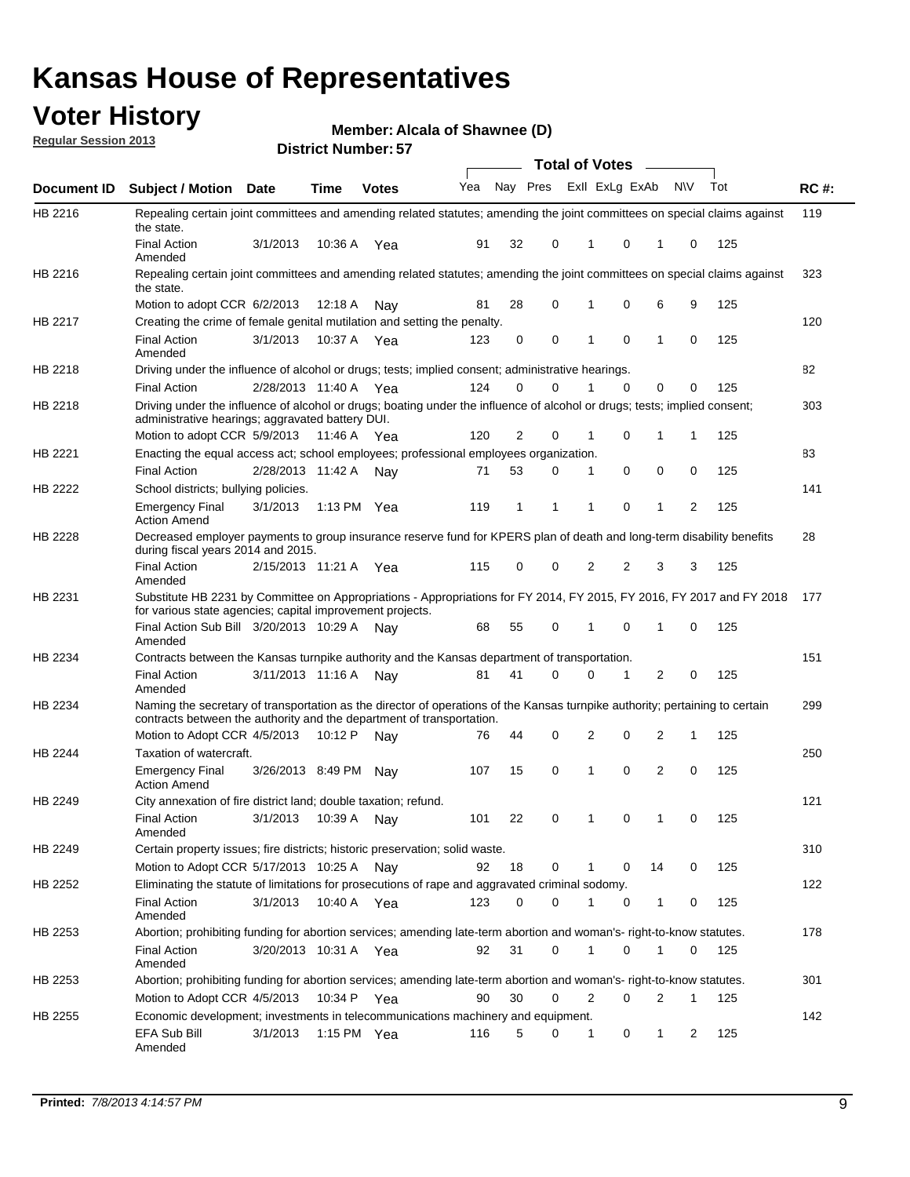# Kansas House of Representatives

## Voter History

**Regular Session 2013**

**Member: Alcala of Shawnee (D)**

**District Number: 57**

| Document ID | Subject / Motion | Date | Time | Votes | Yea | Nay | Pres | ExII | ExLg | ExAb | N\V | Tot | RC #: |
|---|---|---|---|---|---|---|---|---|---|---|---|---|---|
| HB 2216 | Repealing certain joint committees and amending related statutes; amending the joint committees on special claims against the state. | | | | | | | | | | | | 119 |
| | Final Action Amended | 3/1/2013 | 10:36 A | Yea | 91 | 32 | 0 | 1 | 0 | 1 | 0 | 125 | |
| HB 2216 | Repealing certain joint committees and amending related statutes; amending the joint committees on special claims against the state. | | | | | | | | | | | | 323 |
| | Motion to adopt CCR | 6/2/2013 | 12:18 A | Nay | 81 | 28 | 0 | 1 | 0 | 6 | 9 | 125 | |
| HB 2217 | Creating the crime of female genital mutilation and setting the penalty. | | | | | | | | | | | | 120 |
| | Final Action Amended | 3/1/2013 | 10:37 A | Yea | 123 | 0 | 0 | 1 | 0 | 1 | 0 | 125 | |
| HB 2218 | Driving under the influence of alcohol or drugs; tests; implied consent; administrative hearings. | | | | | | | | | | | | 82 |
| | Final Action | 2/28/2013 | 11:40 A | Yea | 124 | 0 | 0 | 1 | 0 | 0 | 0 | 125 | |
| HB 2218 | Driving under the influence of alcohol or drugs; boating under the influence of alcohol or drugs; tests; implied consent; administrative hearings; aggravated battery DUI. | | | | | | | | | | | | 303 |
| | Motion to adopt CCR | 5/9/2013 | 11:46 A | Yea | 120 | 2 | 0 | 1 | 0 | 1 | 1 | 125 | |
| HB 2221 | Enacting the equal access act; school employees; professional employees organization. | | | | | | | | | | | | 83 |
| | Final Action | 2/28/2013 | 11:42 A | Nay | 71 | 53 | 0 | 1 | 0 | 0 | 0 | 125 | |
| HB 2222 | School districts; bullying policies. | | | | | | | | | | | | 141 |
| | Emergency Final Action Amend | 3/1/2013 | 1:13 PM | Yea | 119 | 1 | 1 | 1 | 0 | 1 | 2 | 125 | |
| HB 2228 | Decreased employer payments to group insurance reserve fund for KPERS plan of death and long-term disability benefits during fiscal years 2014 and 2015. | | | | | | | | | | | | 28 |
| | Final Action Amended | 2/15/2013 | 11:21 A | Yea | 115 | 0 | 0 | 2 | 2 | 3 | 3 | 125 | |
| HB 2231 | Substitute HB 2231 by Committee on Appropriations - Appropriations for FY 2014, FY 2015, FY 2016, FY 2017 and FY 2018 for various state agencies; capital improvement projects. | | | | | | | | | | | | 177 |
| | Final Action Sub Bill Amended | 3/20/2013 | 10:29 A | Nay | 68 | 55 | 0 | 1 | 0 | 1 | 0 | 125 | |
| HB 2234 | Contracts between the Kansas turnpike authority and the Kansas department of transportation. | | | | | | | | | | | | 151 |
| | Final Action Amended | 3/11/2013 | 11:16 A | Nay | 81 | 41 | 0 | 0 | 1 | 2 | 0 | 125 | |
| HB 2234 | Naming the secretary of transportation as the director of operations of the Kansas turnpike authority; pertaining to certain contracts between the authority and the department of transportation. | | | | | | | | | | | | 299 |
| | Motion to Adopt CCR | 4/5/2013 | 10:12 P | Nay | 76 | 44 | 0 | 2 | 0 | 2 | 1 | 125 | |
| HB 2244 | Taxation of watercraft. | | | | | | | | | | | | 250 |
| | Emergency Final Action Amend | 3/26/2013 | 8:49 PM | Nay | 107 | 15 | 0 | 1 | 0 | 2 | 0 | 125 | |
| HB 2249 | City annexation of fire district land; double taxation; refund. | | | | | | | | | | | | 121 |
| | Final Action Amended | 3/1/2013 | 10:39 A | Nay | 101 | 22 | 0 | 1 | 0 | 1 | 0 | 125 | |
| HB 2249 | Certain property issues; fire districts; historic preservation; solid waste. | | | | | | | | | | | | 310 |
| | Motion to Adopt CCR | 5/17/2013 | 10:25 A | Nay | 92 | 18 | 0 | 1 | 0 | 14 | 0 | 125 | |
| HB 2252 | Eliminating the statute of limitations for prosecutions of rape and aggravated criminal sodomy. | | | | | | | | | | | | 122 |
| | Final Action Amended | 3/1/2013 | 10:40 A | Yea | 123 | 0 | 0 | 1 | 0 | 1 | 0 | 125 | |
| HB 2253 | Abortion; prohibiting funding for abortion services; amending late-term abortion and woman's- right-to-know statutes. | | | | | | | | | | | | 178 |
| | Final Action Amended | 3/20/2013 | 10:31 A | Yea | 92 | 31 | 0 | 1 | 0 | 1 | 0 | 125 | |
| HB 2253 | Abortion; prohibiting funding for abortion services; amending late-term abortion and woman's- right-to-know statutes. | | | | | | | | | | | | 301 |
| | Motion to Adopt CCR | 4/5/2013 | 10:34 P | Yea | 90 | 30 | 0 | 2 | 0 | 2 | 1 | 125 | |
| HB 2255 | Economic development; investments in telecommunications machinery and equipment. | | | | | | | | | | | | 142 |
| | EFA Sub Bill Amended | 3/1/2013 | 1:15 PM | Yea | 116 | 5 | 0 | 1 | 0 | 1 | 2 | 125 | |

**Printed:** *7/8/2013 4:14:57 PM*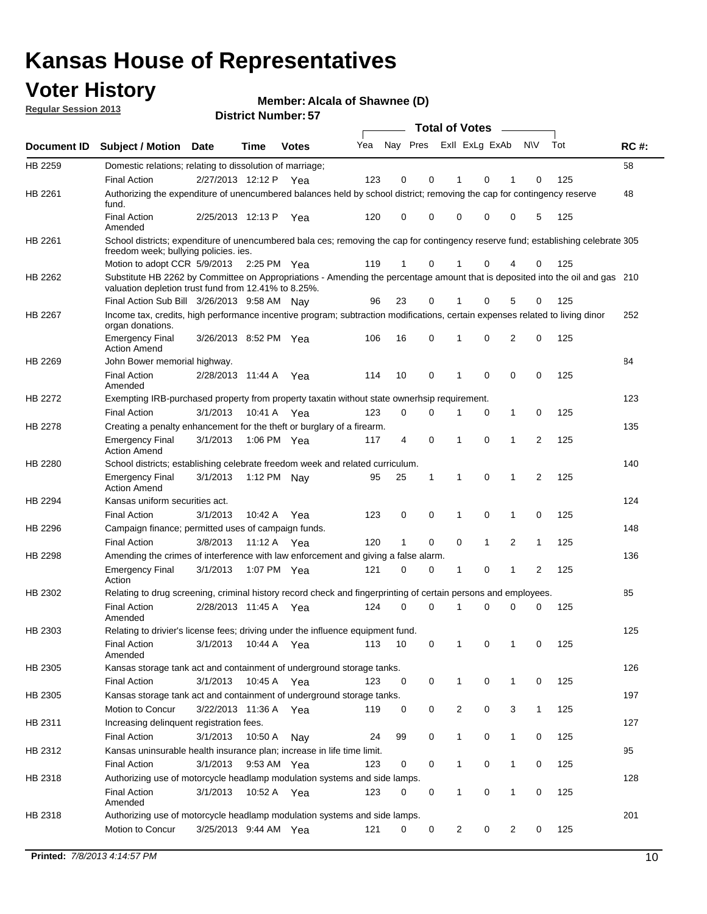# Kansas House of Representatives

## Voter History

**Regular Session 2013**

**Member: Alcala of Shawnee (D)**

**District Number: 57**

| Document ID | Subject / Motion | Date | Time | Votes | Yea | Nay | Pres | ExII | ExLg | ExAb | N\V | Tot | RC #: |
|---|---|---|---|---|---|---|---|---|---|---|---|---|---|
| HB 2259 | Domestic relations; relating to dissolution of marriage; | | | | | | | | | | | | 58 |
| | Final Action | 2/27/2013 | 12:12 P | Yea | 123 | 0 | 0 | 1 | 0 | 1 | 0 | 125 | |
| HB 2261 | Authorizing the expenditure of unencumbered balances held by school district; removing the cap for contingency reserve fund. | | | | | | | | | | | | 48 |
| | Final Action Amended | 2/25/2013 | 12:13 P | Yea | 120 | 0 | 0 | 0 | 0 | 0 | 5 | 125 | |
| HB 2261 | School districts; expenditure of unencumbered bala ces; removing the cap for contingency reserve fund; establishing celebrate freedom week; bullying policies. ies. | | | | | | | | | | | | 305 |
| | Motion to adopt CCR | 5/9/2013 | 2:25 PM | Yea | 119 | 1 | 0 | 1 | 0 | 4 | 0 | 125 | |
| HB 2262 | Substitute HB 2262 by Committee on Appropriations - Amending the percentage amount that is deposited into the oil and gas valuation depletion trust fund from 12.41% to 8.25%. | | | | | | | | | | | | 210 |
| | Final Action Sub Bill | 3/26/2013 | 9:58 AM | Nay | 96 | 23 | 0 | 1 | 0 | 5 | 0 | 125 | |
| HB 2267 | Income tax, credits, high performance incentive program; subtraction modifications, certain expenses related to living dinor organ donations. | | | | | | | | | | | | 252 |
| | Emergency Final Action Amend | 3/26/2013 | 8:52 PM | Yea | 106 | 16 | 0 | 1 | 0 | 2 | 0 | 125 | |
| HB 2269 | John Bower memorial highway. | | | | | | | | | | | | 84 |
| | Final Action Amended | 2/28/2013 | 11:44 A | Yea | 114 | 10 | 0 | 1 | 0 | 0 | 0 | 125 | |
| HB 2272 | Exempting IRB-purchased property from property taxatin without state ownerhsip requirement. | | | | | | | | | | | | 123 |
| | Final Action | 3/1/2013 | 10:41 A | Yea | 123 | 0 | 0 | 1 | 0 | 1 | 0 | 125 | |
| HB 2278 | Creating a penalty enhancement for the theft or burglary of a firearm. | | | | | | | | | | | | 135 |
| | Emergency Final Action Amend | 3/1/2013 | 1:06 PM | Yea | 117 | 4 | 0 | 1 | 0 | 1 | 2 | 125 | |
| HB 2280 | School districts; establishing celebrate freedom week and related curriculum. | | | | | | | | | | | | 140 |
| | Emergency Final Action Amend | 3/1/2013 | 1:12 PM | Nay | 95 | 25 | 1 | 1 | 0 | 1 | 2 | 125 | |
| HB 2294 | Kansas uniform securities act. | | | | | | | | | | | | 124 |
| | Final Action | 3/1/2013 | 10:42 A | Yea | 123 | 0 | 0 | 1 | 0 | 1 | 0 | 125 | |
| HB 2296 | Campaign finance; permitted uses of campaign funds. | | | | | | | | | | | | 148 |
| | Final Action | 3/8/2013 | 11:12 A | Yea | 120 | 1 | 0 | 0 | 1 | 2 | 1 | 125 | |
| HB 2298 | Amending the crimes of interference with law enforcement and giving a false alarm. | | | | | | | | | | | | 136 |
| | Emergency Final Action | 3/1/2013 | 1:07 PM | Yea | 121 | 0 | 0 | 1 | 0 | 1 | 2 | 125 | |
| HB 2302 | Relating to drug screening, criminal history record check and fingerprinting of certain persons and employees. | | | | | | | | | | | | 85 |
| | Final Action Amended | 2/28/2013 | 11:45 A | Yea | 124 | 0 | 0 | 1 | 0 | 0 | 0 | 125 | |
| HB 2303 | Relating to drivier's license fees; driving under the influence equipment fund. | | | | | | | | | | | | 125 |
| | Final Action Amended | 3/1/2013 | 10:44 A | Yea | 113 | 10 | 0 | 1 | 0 | 1 | 0 | 125 | |
| HB 2305 | Kansas storage tank act and containment of underground storage tanks. | | | | | | | | | | | | 126 |
| | Final Action | 3/1/2013 | 10:45 A | Yea | 123 | 0 | 0 | 1 | 0 | 1 | 0 | 125 | |
| HB 2305 | Kansas storage tank act and containment of underground storage tanks. | | | | | | | | | | | | 197 |
| | Motion to Concur | 3/22/2013 | 11:36 A | Yea | 119 | 0 | 0 | 2 | 0 | 3 | 1 | 125 | |
| HB 2311 | Increasing delinquent registration fees. | | | | | | | | | | | | 127 |
| | Final Action | 3/1/2013 | 10:50 A | Nay | 24 | 99 | 0 | 1 | 0 | 1 | 0 | 125 | |
| HB 2312 | Kansas uninsurable health insurance plan; increase in life time limit. | | | | | | | | | | | | 95 |
| | Final Action | 3/1/2013 | 9:53 AM | Yea | 123 | 0 | 0 | 1 | 0 | 1 | 0 | 125 | |
| HB 2318 | Authorizing use of motorcycle headlamp modulation systems and side lamps. | | | | | | | | | | | | 128 |
| | Final Action Amended | 3/1/2013 | 10:52 A | Yea | 123 | 0 | 0 | 1 | 0 | 1 | 0 | 125 | |
| HB 2318 | Authorizing use of motorcycle headlamp modulation systems and side lamps. | | | | | | | | | | | | 201 |
| | Motion to Concur | 3/25/2013 | 9:44 AM | Yea | 121 | 0 | 0 | 2 | 0 | 2 | 0 | 125 | |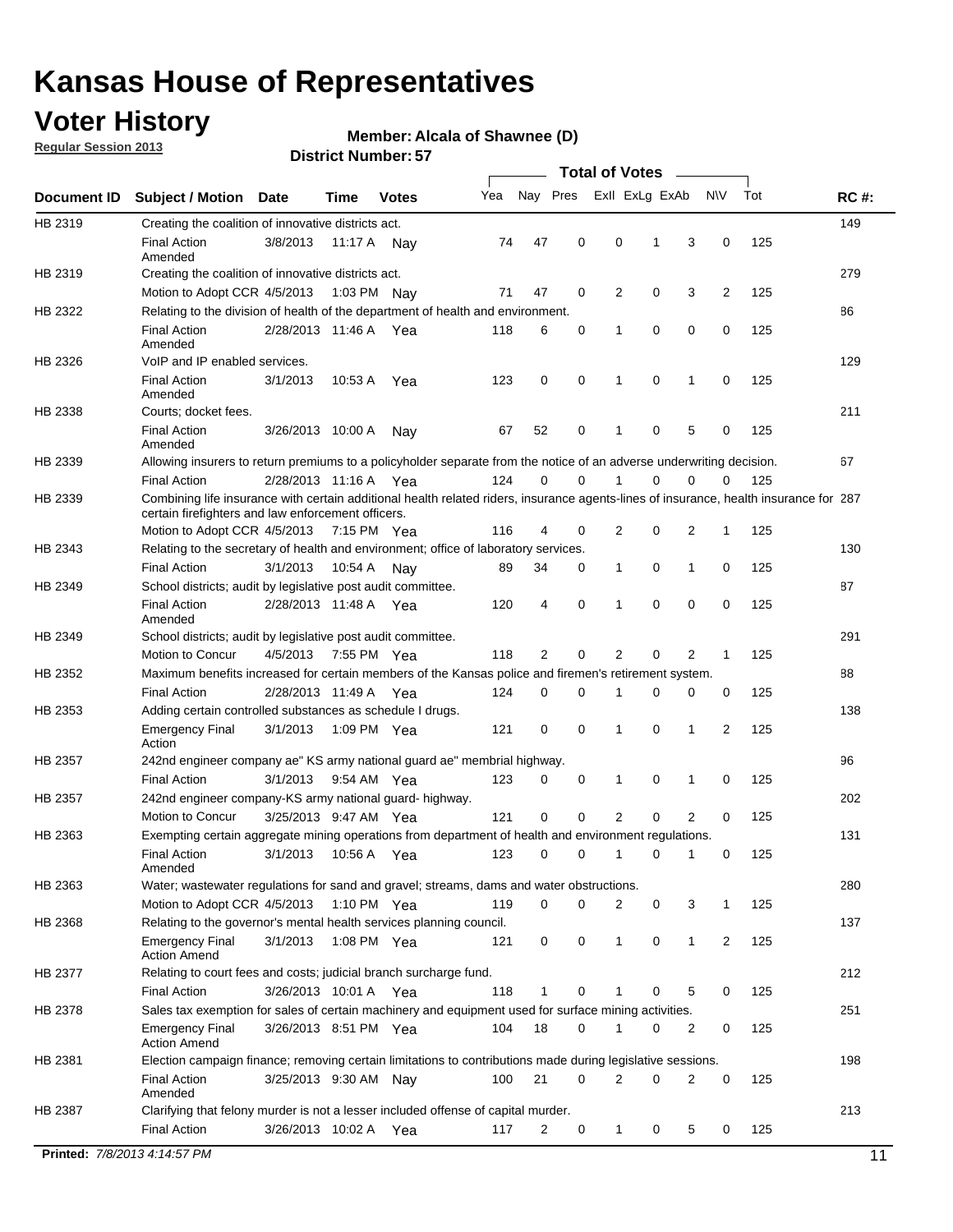# Kansas House of Representatives

## Voter History

**Regular Session 2013**

**Member: Alcala of Shawnee (D)**

**District Number: 57**

| Document ID | Subject / Motion | Date | Time | Votes | Yea | Nay | Pres | ExII | ExLg | ExAb | N\V | Tot | RC #: |
|---|---|---|---|---|---|---|---|---|---|---|---|---|---|
| HB 2319 | Creating the coalition of innovative districts act. | | | | | | | | | | | | 149 |
| | Final Action Amended | 3/8/2013 | 11:17 A | Nay | 74 | 47 | 0 | 0 | 1 | 3 | 0 | 125 | |
| HB 2319 | Creating the coalition of innovative districts act. | | | | | | | | | | | | 279 |
| | Motion to Adopt CCR | 4/5/2013 | 1:03 PM | Nay | 71 | 47 | 0 | 2 | 0 | 3 | 2 | 125 | |
| HB 2322 | Relating to the division of health of the department of health and environment. | | | | | | | | | | | | 86 |
| | Final Action Amended | 2/28/2013 | 11:46 A | Yea | 118 | 6 | 0 | 1 | 0 | 0 | 0 | 125 | |
| HB 2326 | VoIP and IP enabled services. | | | | | | | | | | | | 129 |
| | Final Action Amended | 3/1/2013 | 10:53 A | Yea | 123 | 0 | 0 | 1 | 0 | 1 | 0 | 125 | |
| HB 2338 | Courts; docket fees. | | | | | | | | | | | | 211 |
| | Final Action Amended | 3/26/2013 | 10:00 A | Nay | 67 | 52 | 0 | 1 | 0 | 5 | 0 | 125 | |
| HB 2339 | Allowing insurers to return premiums to a policyholder separate from the notice of an adverse underwriting decision. | | | | | | | | | | | | 67 |
| | Final Action | 2/28/2013 | 11:16 A | Yea | 124 | 0 | 0 | 1 | 0 | 0 | 0 | 125 | |
| HB 2339 | Combining life insurance with certain additional health related riders, insurance agents-lines of insurance, health insurance for certain firefighters and law enforcement officers. | | | | | | | | | | | | 287 |
| | Motion to Adopt CCR | 4/5/2013 | 7:15 PM | Yea | 116 | 4 | 0 | 2 | 0 | 2 | 1 | 125 | |
| HB 2343 | Relating to the secretary of health and environment; office of laboratory services. | | | | | | | | | | | | 130 |
| | Final Action | 3/1/2013 | 10:54 A | Nay | 89 | 34 | 0 | 1 | 0 | 1 | 0 | 125 | |
| HB 2349 | School districts; audit by legislative post audit committee. | | | | | | | | | | | | 87 |
| | Final Action Amended | 2/28/2013 | 11:48 A | Yea | 120 | 4 | 0 | 1 | 0 | 0 | 0 | 125 | |
| HB 2349 | School districts; audit by legislative post audit committee. | | | | | | | | | | | | 291 |
| | Motion to Concur | 4/5/2013 | 7:55 PM | Yea | 118 | 2 | 0 | 2 | 0 | 2 | 1 | 125 | |
| HB 2352 | Maximum benefits increased for certain members of the Kansas police and firemen's retirement system. | | | | | | | | | | | | 88 |
| | Final Action | 2/28/2013 | 11:49 A | Yea | 124 | 0 | 0 | 1 | 0 | 0 | 0 | 125 | |
| HB 2353 | Adding certain controlled substances as schedule I drugs. | | | | | | | | | | | | 138 |
| | Emergency Final Action | 3/1/2013 | 1:09 PM | Yea | 121 | 0 | 0 | 1 | 0 | 1 | 2 | 125 | |
| HB 2357 | 242nd engineer company ae" KS army national guard ae" membrial highway. | | | | | | | | | | | | 96 |
| | Final Action | 3/1/2013 | 9:54 AM | Yea | 123 | 0 | 0 | 1 | 0 | 1 | 0 | 125 | |
| HB 2357 | 242nd engineer company-KS army national guard- highway. | | | | | | | | | | | | 202 |
| | Motion to Concur | 3/25/2013 | 9:47 AM | Yea | 121 | 0 | 0 | 2 | 0 | 2 | 0 | 125 | |
| HB 2363 | Exempting certain aggregate mining operations from department of health and environment regulations. | | | | | | | | | | | | 131 |
| | Final Action Amended | 3/1/2013 | 10:56 A | Yea | 123 | 0 | 0 | 1 | 0 | 1 | 0 | 125 | |
| HB 2363 | Water; wastewater regulations for sand and gravel; streams, dams and water obstructions. | | | | | | | | | | | | 280 |
| | Motion to Adopt CCR | 4/5/2013 | 1:10 PM | Yea | 119 | 0 | 0 | 2 | 0 | 3 | 1 | 125 | |
| HB 2368 | Relating to the governor's mental health services planning council. | | | | | | | | | | | | 137 |
| | Emergency Final Action Amend | 3/1/2013 | 1:08 PM | Yea | 121 | 0 | 0 | 1 | 0 | 1 | 2 | 125 | |
| HB 2377 | Relating to court fees and costs; judicial branch surcharge fund. | | | | | | | | | | | | 212 |
| | Final Action | 3/26/2013 | 10:01 A | Yea | 118 | 1 | 0 | 1 | 0 | 5 | 0 | 125 | |
| HB 2378 | Sales tax exemption for sales of certain machinery and equipment used for surface mining activities. | | | | | | | | | | | | 251 |
| | Emergency Final Action Amend | 3/26/2013 | 8:51 PM | Yea | 104 | 18 | 0 | 1 | 0 | 2 | 0 | 125 | |
| HB 2381 | Election campaign finance; removing certain limitations to contributions made during legislative sessions. | | | | | | | | | | | | 198 |
| | Final Action Amended | 3/25/2013 | 9:30 AM | Nay | 100 | 21 | 0 | 2 | 0 | 2 | 0 | 125 | |
| HB 2387 | Clarifying that felony murder is not a lesser included offense of capital murder. | | | | | | | | | | | | 213 |
| | Final Action | 3/26/2013 | 10:02 A | Yea | 117 | 2 | 0 | 1 | 0 | 5 | 0 | 125 | |

**Printed:** *7/8/2013 4:14:57 PM*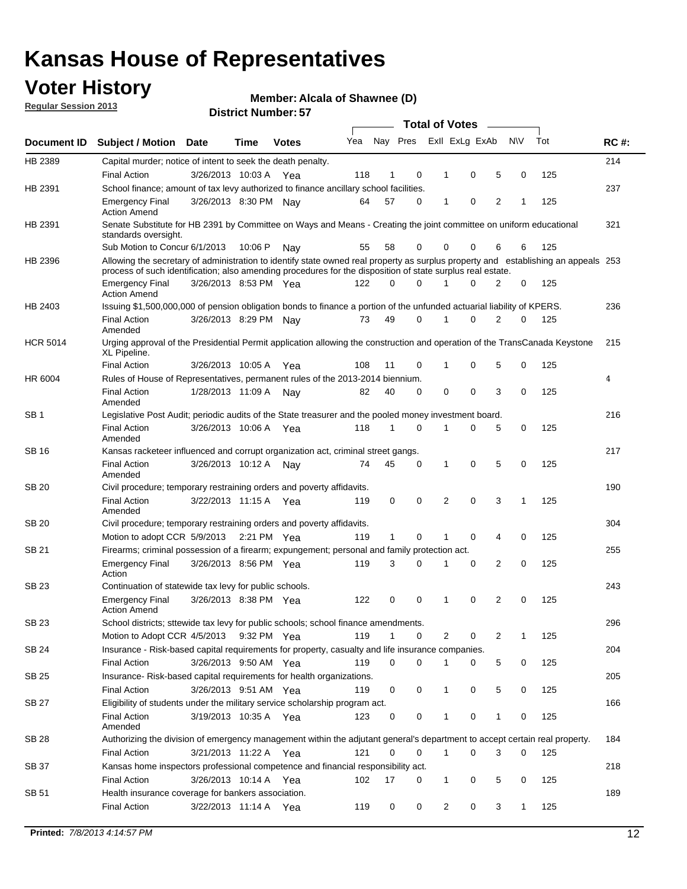# Kansas House of Representatives

## Voter History

**Regular Session 2013**

**Member: Alcala of Shawnee (D)**

**District Number: 57**

| Document ID | Subject / Motion | Date | Time | Votes | Yea | Nay | Pres | ExII | ExLg | ExAb | N\V | Tot | RC #: |
|---|---|---|---|---|---|---|---|---|---|---|---|---|---|
| HB 2389 | Capital murder; notice of intent to seek the death penalty. | | | | | | | | | | | | 214 |
| | Final Action | 3/26/2013 | 10:03 A | Yea | 118 | 1 | 0 | 1 | 0 | 5 | 0 | 125 | |
| HB 2391 | School finance; amount of tax levy authorized to finance ancillary school facilities. | | | | | | | | | | | | 237 |
| | Emergency Final Action Amend | 3/26/2013 | 8:30 PM | Nay | 64 | 57 | 0 | 1 | 0 | 2 | 1 | 125 | |
| HB 2391 | Senate Substitute for HB 2391 by Committee on Ways and Means - Creating the joint committee on uniform educational standards oversight. | | | | | | | | | | | | 321 |
| | Sub Motion to Concur | 6/1/2013 | 10:06 P | Nay | 55 | 58 | 0 | 0 | 0 | 6 | 6 | 125 | |
| HB 2396 | Allowing the secretary of administration to identify state owned real property as surplus property and establishing an appeals process of such identification; also amending procedures for the disposition of state surplus real estate. | | | | | | | | | | | | 253 |
| | Emergency Final Action Amend | 3/26/2013 | 8:53 PM | Yea | 122 | 0 | 0 | 1 | 0 | 2 | 0 | 125 | |
| HB 2403 | Issuing $1,500,000,000 of pension obligation bonds to finance a portion of the unfunded actuarial liability of KPERS. | | | | | | | | | | | | 236 |
| | Final Action Amended | 3/26/2013 | 8:29 PM | Nay | 73 | 49 | 0 | 1 | 0 | 2 | 0 | 125 | |
| HCR 5014 | Urging approval of the Presidential Permit application allowing the construction and operation of the TransCanada Keystone XL Pipeline. | | | | | | | | | | | | 215 |
| | Final Action | 3/26/2013 | 10:05 A | Yea | 108 | 11 | 0 | 1 | 0 | 5 | 0 | 125 | |
| HR 6004 | Rules of House of Representatives, permanent rules of the 2013-2014 biennium. | | | | | | | | | | | | 4 |
| | Final Action Amended | 1/28/2013 | 11:09 A | Nay | 82 | 40 | 0 | 0 | 0 | 3 | 0 | 125 | |
| SB 1 | Legislative Post Audit; periodic audits of the State treasurer and the pooled money investment board. | | | | | | | | | | | | 216 |
| | Final Action Amended | 3/26/2013 | 10:06 A | Yea | 118 | 1 | 0 | 1 | 0 | 5 | 0 | 125 | |
| SB 16 | Kansas racketeer influenced and corrupt organization act, criminal street gangs. | | | | | | | | | | | | 217 |
| | Final Action Amended | 3/26/2013 | 10:12 A | Nay | 74 | 45 | 0 | 1 | 0 | 5 | 0 | 125 | |
| SB 20 | Civil procedure; temporary restraining orders and poverty affidavits. | | | | | | | | | | | | 190 |
| | Final Action Amended | 3/22/2013 | 11:15 A | Yea | 119 | 0 | 0 | 2 | 0 | 3 | 1 | 125 | |
| SB 20 | Civil procedure; temporary restraining orders and poverty affidavits. | | | | | | | | | | | | 304 |
| | Motion to adopt CCR | 5/9/2013 | 2:21 PM | Yea | 119 | 1 | 0 | 1 | 0 | 4 | 0 | 125 | |
| SB 21 | Firearms; criminal possession of a firearm; expungement; personal and family protection act. | | | | | | | | | | | | 255 |
| | Emergency Final Action | 3/26/2013 | 8:56 PM | Yea | 119 | 3 | 0 | 1 | 0 | 2 | 0 | 125 | |
| SB 23 | Continuation of statewide tax levy for public schools. | | | | | | | | | | | | 243 |
| | Emergency Final Action Amend | 3/26/2013 | 8:38 PM | Yea | 122 | 0 | 0 | 1 | 0 | 2 | 0 | 125 | |
| SB 23 | School districts; sttewide tax levy for public schools; school finance amendments. | | | | | | | | | | | | 296 |
| | Motion to Adopt CCR | 4/5/2013 | 9:32 PM | Yea | 119 | 1 | 0 | 2 | 0 | 2 | 1 | 125 | |
| SB 24 | Insurance - Risk-based capital requirements for property, casualty and life insurance companies. | | | | | | | | | | | | 204 |
| | Final Action | 3/26/2013 | 9:50 AM | Yea | 119 | 0 | 0 | 1 | 0 | 5 | 0 | 125 | |
| SB 25 | Insurance- Risk-based capital requirements for health organizations. | | | | | | | | | | | | 205 |
| | Final Action | 3/26/2013 | 9:51 AM | Yea | 119 | 0 | 0 | 1 | 0 | 5 | 0 | 125 | |
| SB 27 | Eligibility of students under the military service scholarship program act. | | | | | | | | | | | | 166 |
| | Final Action Amended | 3/19/2013 | 10:35 A | Yea | 123 | 0 | 0 | 1 | 0 | 1 | 0 | 125 | |
| SB 28 | Authorizing the division of emergency management within the adjutant general's department to accept certain real property. | | | | | | | | | | | | 184 |
| | Final Action | 3/21/2013 | 11:22 A | Yea | 121 | 0 | 0 | 1 | 0 | 3 | 0 | 125 | |
| SB 37 | Kansas home inspectors professional competence and financial responsibility act. | | | | | | | | | | | | 218 |
| | Final Action | 3/26/2013 | 10:14 A | Yea | 102 | 17 | 0 | 1 | 0 | 5 | 0 | 125 | |
| SB 51 | Health insurance coverage for bankers association. | | | | | | | | | | | | 189 |
| | Final Action | 3/22/2013 | 11:14 A | Yea | 119 | 0 | 0 | 2 | 0 | 3 | 1 | 125 | |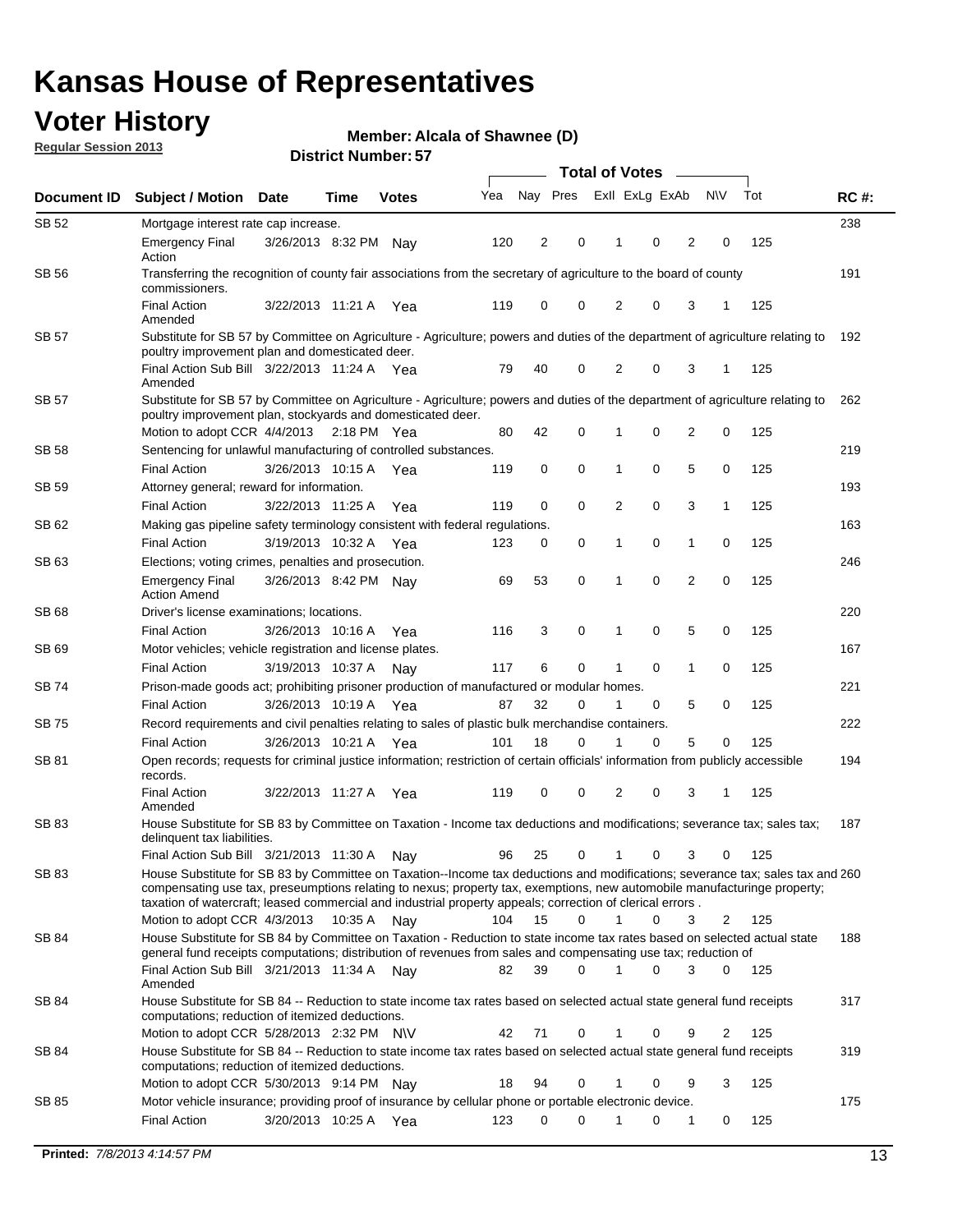# Kansas House of Representatives

## Voter History

**Regular Session 2013**

**Member: Alcala of Shawnee (D)**

**District Number: 57**

| Document ID | Subject / Motion | Date | Time | Votes | Yea | Nay | Pres | ExII | ExLg | ExAb | N\V | Tot | RC #: |
|---|---|---|---|---|---|---|---|---|---|---|---|---|---|
| SB 52 | Mortgage interest rate cap increase. | | | | | | | | | | | | 238 |
| | Emergency Final Action | 3/26/2013 | 8:32 PM | Nay | 120 | 2 | 0 | 1 | 0 | 2 | 0 | 125 | |
| SB 56 | Transferring the recognition of county fair associations from the secretary of agriculture to the board of county commissioners. | | | | | | | | | | | | 191 |
| | Final Action Amended | 3/22/2013 | 11:21 A | Yea | 119 | 0 | 0 | 2 | 0 | 3 | 1 | 125 | |
| SB 57 | Substitute for SB 57 by Committee on Agriculture - Agriculture; powers and duties of the department of agriculture relating to poultry improvement plan and domesticated deer. | | | | | | | | | | | | 192 |
| | Final Action Sub Bill Amended | 3/22/2013 | 11:24 A | Yea | 79 | 40 | 0 | 2 | 0 | 3 | 1 | 125 | |
| SB 57 | Substitute for SB 57 by Committee on Agriculture - Agriculture; powers and duties of the department of agriculture relating to poultry improvement plan, stockyards and domesticated deer. | | | | | | | | | | | | 262 |
| | Motion to adopt CCR | 4/4/2013 | 2:18 PM | Yea | 80 | 42 | 0 | 1 | 0 | 2 | 0 | 125 | |
| SB 58 | Sentencing for unlawful manufacturing of controlled substances. | | | | | | | | | | | | 219 |
| | Final Action | 3/26/2013 | 10:15 A | Yea | 119 | 0 | 0 | 1 | 0 | 5 | 0 | 125 | |
| SB 59 | Attorney general; reward for information. | | | | | | | | | | | | 193 |
| | Final Action | 3/22/2013 | 11:25 A | Yea | 119 | 0 | 0 | 2 | 0 | 3 | 1 | 125 | |
| SB 62 | Making gas pipeline safety terminology consistent with federal regulations. | | | | | | | | | | | | 163 |
| | Final Action | 3/19/2013 | 10:32 A | Yea | 123 | 0 | 0 | 1 | 0 | 1 | 0 | 125 | |
| SB 63 | Elections; voting crimes, penalties and prosecution. | | | | | | | | | | | | 246 |
| | Emergency Final Action Amend | 3/26/2013 | 8:42 PM | Nay | 69 | 53 | 0 | 1 | 0 | 2 | 0 | 125 | |
| SB 68 | Driver's license examinations; locations. | | | | | | | | | | | | 220 |
| | Final Action | 3/26/2013 | 10:16 A | Yea | 116 | 3 | 0 | 1 | 0 | 5 | 0 | 125 | |
| SB 69 | Motor vehicles; vehicle registration and license plates. | | | | | | | | | | | | 167 |
| | Final Action | 3/19/2013 | 10:37 A | Nay | 117 | 6 | 0 | 1 | 0 | 1 | 0 | 125 | |
| SB 74 | Prison-made goods act; prohibiting prisoner production of manufactured or modular homes. | | | | | | | | | | | | 221 |
| | Final Action | 3/26/2013 | 10:19 A | Yea | 87 | 32 | 0 | 1 | 0 | 5 | 0 | 125 | |
| SB 75 | Record requirements and civil penalties relating to sales of plastic bulk merchandise containers. | | | | | | | | | | | | 222 |
| | Final Action | 3/26/2013 | 10:21 A | Yea | 101 | 18 | 0 | 1 | 0 | 5 | 0 | 125 | |
| SB 81 | Open records; requests for criminal justice information; restriction of certain officials' information from publicly accessible records. | | | | | | | | | | | | 194 |
| | Final Action Amended | 3/22/2013 | 11:27 A | Yea | 119 | 0 | 0 | 2 | 0 | 3 | 1 | 125 | |
| SB 83 | House Substitute for SB 83 by Committee on Taxation - Income tax deductions and modifications; severance tax; sales tax; delinquent tax liabilities. | | | | | | | | | | | | 187 |
| | Final Action Sub Bill | 3/21/2013 | 11:30 A | Nay | 96 | 25 | 0 | 1 | 0 | 3 | 0 | 125 | |
| SB 83 | House Substitute for SB 83 by Committee on Taxation--Income tax deductions and modifications; severance tax; sales tax and compensating use tax, preseumptions relating to nexus; property tax, exemptions, new automobile manufacturinge property; taxation of watercraft; leased commercial and industrial property appeals; correction of clerical errors . | | | | | | | | | | | | 260 |
| | Motion to adopt CCR | 4/3/2013 | 10:35 A | Nay | 104 | 15 | 0 | 1 | 0 | 3 | 2 | 125 | |
| SB 84 | House Substitute for SB 84 by Committee on Taxation - Reduction to state income tax rates based on selected actual state general fund receipts computations; distribution of revenues from sales and compensating use tax; reduction of | | | | | | | | | | | | 188 |
| | Final Action Sub Bill Amended | 3/21/2013 | 11:34 A | Nay | 82 | 39 | 0 | 1 | 0 | 3 | 0 | 125 | |
| SB 84 | House Substitute for SB 84 -- Reduction to state income tax rates based on selected actual state general fund receipts computations; reduction of itemized deductions. | | | | | | | | | | | | 317 |
| | Motion to adopt CCR | 5/28/2013 | 2:32 PM | N\V | 42 | 71 | 0 | 1 | 0 | 9 | 2 | 125 | |
| SB 84 | House Substitute for SB 84 -- Reduction to state income tax rates based on selected actual state general fund receipts computations; reduction of itemized deductions. | | | | | | | | | | | | 319 |
| | Motion to adopt CCR | 5/30/2013 | 9:14 PM | Nay | 18 | 94 | 0 | 1 | 0 | 9 | 3 | 125 | |
| SB 85 | Motor vehicle insurance; providing proof of insurance by cellular phone or portable electronic device. | | | | | | | | | | | | 175 |
| | Final Action | 3/20/2013 | 10:25 A | Yea | 123 | 0 | 0 | 1 | 0 | 1 | 0 | 125 | |

**Printed:** *7/8/2013 4:14:57 PM*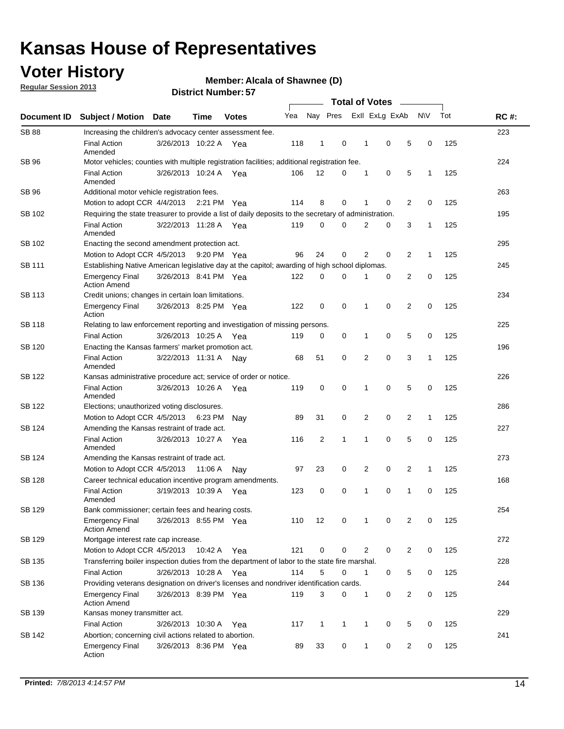# Kansas House of Representatives

## Voter History

**Regular Session 2013**

**Member: Alcala of Shawnee (D)**

**District Number: 57**

| Document ID | Subject / Motion | Date | Time | Votes | Yea | Nay | Pres | ExII | ExLg | ExAb | N\V | Tot | RC #: |
|---|---|---|---|---|---|---|---|---|---|---|---|---|---|
| SB 88 | Increasing the children's advocacy center assessment fee. | | | | | | | | | | | | 223 |
| | Final Action Amended | 3/26/2013 | 10:22 A | Yea | 118 | 1 | 0 | 1 | 0 | 5 | 0 | 125 | |
| SB 96 | Motor vehicles; counties with multiple registration facilities; additional registration fee. | | | | | | | | | | | | 224 |
| | Final Action Amended | 3/26/2013 | 10:24 A | Yea | 106 | 12 | 0 | 1 | 0 | 5 | 1 | 125 | |
| SB 96 | Additional motor vehicle registration fees. | | | | | | | | | | | | 263 |
| | Motion to adopt CCR | 4/4/2013 | 2:21 PM | Yea | 114 | 8 | 0 | 1 | 0 | 2 | 0 | 125 | |
| SB 102 | Requiring the state treasurer to provide a list of daily deposits to the secretary of administration. | | | | | | | | | | | | 195 |
| | Final Action Amended | 3/22/2013 | 11:28 A | Yea | 119 | 0 | 0 | 2 | 0 | 3 | 1 | 125 | |
| SB 102 | Enacting the second amendment protection act. | | | | | | | | | | | | 295 |
| | Motion to Adopt CCR | 4/5/2013 | 9:20 PM | Yea | 96 | 24 | 0 | 2 | 0 | 2 | 1 | 125 | |
| SB 111 | Establishing Native American legislative day at the capitol; awarding of high school diplomas. | | | | | | | | | | | | 245 |
| | Emergency Final Action Amend | 3/26/2013 | 8:41 PM | Yea | 122 | 0 | 0 | 1 | 0 | 2 | 0 | 125 | |
| SB 113 | Credit unions; changes in certain loan limitations. | | | | | | | | | | | | 234 |
| | Emergency Final Action | 3/26/2013 | 8:25 PM | Yea | 122 | 0 | 0 | 1 | 0 | 2 | 0 | 125 | |
| SB 118 | Relating to law enforcement reporting and investigation of missing persons. | | | | | | | | | | | | 225 |
| | Final Action | 3/26/2013 | 10:25 A | Yea | 119 | 0 | 0 | 1 | 0 | 5 | 0 | 125 | |
| SB 120 | Enacting the Kansas farmers' market promotion act. | | | | | | | | | | | | 196 |
| | Final Action Amended | 3/22/2013 | 11:31 A | Nay | 68 | 51 | 0 | 2 | 0 | 3 | 1 | 125 | |
| SB 122 | Kansas administrative procedure act; service of order or notice. | | | | | | | | | | | | 226 |
| | Final Action Amended | 3/26/2013 | 10:26 A | Yea | 119 | 0 | 0 | 1 | 0 | 5 | 0 | 125 | |
| SB 122 | Elections; unauthorized voting disclosures. | | | | | | | | | | | | 286 |
| | Motion to Adopt CCR | 4/5/2013 | 6:23 PM | Nay | 89 | 31 | 0 | 2 | 0 | 2 | 1 | 125 | |
| SB 124 | Amending the Kansas restraint of trade act. | | | | | | | | | | | | 227 |
| | Final Action Amended | 3/26/2013 | 10:27 A | Yea | 116 | 2 | 1 | 1 | 0 | 5 | 0 | 125 | |
| SB 124 | Amending the Kansas restraint of trade act. | | | | | | | | | | | | 273 |
| | Motion to Adopt CCR | 4/5/2013 | 11:06 A | Nay | 97 | 23 | 0 | 2 | 0 | 2 | 1 | 125 | |
| SB 128 | Career technical education incentive program amendments. | | | | | | | | | | | | 168 |
| | Final Action Amended | 3/19/2013 | 10:39 A | Yea | 123 | 0 | 0 | 1 | 0 | 1 | 0 | 125 | |
| SB 129 | Bank commissioner; certain fees and hearing costs. | | | | | | | | | | | | 254 |
| | Emergency Final Action Amend | 3/26/2013 | 8:55 PM | Yea | 110 | 12 | 0 | 1 | 0 | 2 | 0 | 125 | |
| SB 129 | Mortgage interest rate cap increase. | | | | | | | | | | | | 272 |
| | Motion to Adopt CCR | 4/5/2013 | 10:42 A | Yea | 121 | 0 | 0 | 2 | 0 | 2 | 0 | 125 | |
| SB 135 | Transferring boiler inspection duties from the department of labor to the state fire marshal. | | | | | | | | | | | | 228 |
| | Final Action | 3/26/2013 | 10:28 A | Yea | 114 | 5 | 0 | 1 | 0 | 5 | 0 | 125 | |
| SB 136 | Providing veterans designation on driver's licenses and nondriver identification cards. | | | | | | | | | | | | 244 |
| | Emergency Final Action Amend | 3/26/2013 | 8:39 PM | Yea | 119 | 3 | 0 | 1 | 0 | 2 | 0 | 125 | |
| SB 139 | Kansas money transmitter act. | | | | | | | | | | | | 229 |
| | Final Action | 3/26/2013 | 10:30 A | Yea | 117 | 1 | 1 | 1 | 0 | 5 | 0 | 125 | |
| SB 142 | Abortion; concerning civil actions related to abortion. | | | | | | | | | | | | 241 |
| | Emergency Final Action | 3/26/2013 | 8:36 PM | Yea | 89 | 33 | 0 | 1 | 0 | 2 | 0 | 125 | |

**Printed:** *7/8/2013 4:14:57 PM*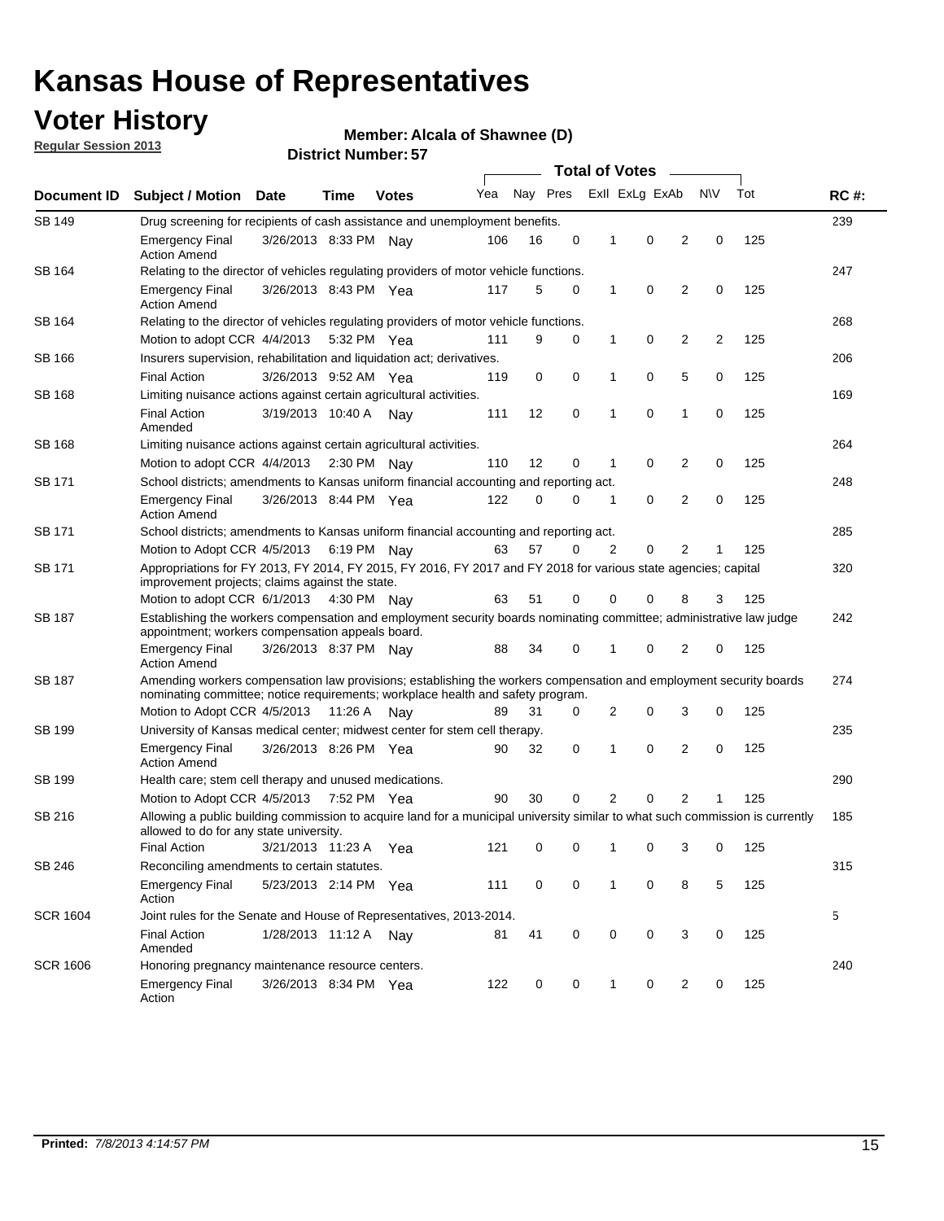# Kansas House of Representatives

## Voter History

**Regular Session 2013**

**Member: Alcala of Shawnee (D)**

**District Number: 57**

| Document ID | Subject / Motion | Date | Time | Votes | Yea | Nay | Pres | ExII | ExLg | ExAb | N\V | Tot | RC #: |
|---|---|---|---|---|---|---|---|---|---|---|---|---|---|
| SB 149 | Drug screening for recipients of cash assistance and unemployment benefits. | | | | | | | | | | | | 239 |
| | Emergency Final Action Amend | 3/26/2013 | 8:33 PM | Nay | 106 | 16 | 0 | 1 | 0 | 2 | 0 | 125 | |
| SB 164 | Relating to the director of vehicles regulating providers of motor vehicle functions. | | | | | | | | | | | | 247 |
| | Emergency Final Action Amend | 3/26/2013 | 8:43 PM | Yea | 117 | 5 | 0 | 1 | 0 | 2 | 0 | 125 | |
| SB 164 | Relating to the director of vehicles regulating providers of motor vehicle functions. | | | | | | | | | | | | 268 |
| | Motion to adopt CCR | 4/4/2013 | 5:32 PM | Yea | 111 | 9 | 0 | 1 | 0 | 2 | 2 | 125 | |
| SB 166 | Insurers supervision, rehabilitation and liquidation act; derivatives. | | | | | | | | | | | | 206 |
| | Final Action | 3/26/2013 | 9:52 AM | Yea | 119 | 0 | 0 | 1 | 0 | 5 | 0 | 125 | |
| SB 168 | Limiting nuisance actions against certain agricultural activities. | | | | | | | | | | | | 169 |
| | Final Action Amended | 3/19/2013 | 10:40 A | Nay | 111 | 12 | 0 | 1 | 0 | 1 | 0 | 125 | |
| SB 168 | Limiting nuisance actions against certain agricultural activities. | | | | | | | | | | | | 264 |
| | Motion to adopt CCR | 4/4/2013 | 2:30 PM | Nay | 110 | 12 | 0 | 1 | 0 | 2 | 0 | 125 | |
| SB 171 | School districts; amendments to Kansas uniform financial accounting and reporting act. | | | | | | | | | | | | 248 |
| | Emergency Final Action Amend | 3/26/2013 | 8:44 PM | Yea | 122 | 0 | 0 | 1 | 0 | 2 | 0 | 125 | |
| SB 171 | School districts; amendments to Kansas uniform financial accounting and reporting act. | | | | | | | | | | | | 285 |
| | Motion to Adopt CCR | 4/5/2013 | 6:19 PM | Nay | 63 | 57 | 0 | 2 | 0 | 2 | 1 | 125 | |
| SB 171 | Appropriations for FY 2013, FY 2014, FY 2015, FY 2016, FY 2017 and FY 2018 for various state agencies; capital improvement projects; claims against the state. | | | | | | | | | | | | 320 |
| | Motion to adopt CCR | 6/1/2013 | 4:30 PM | Nay | 63 | 51 | 0 | 0 | 0 | 8 | 3 | 125 | |
| SB 187 | Establishing the workers compensation and employment security boards nominating committee; administrative law judge appointment; workers compensation appeals board. | | | | | | | | | | | | 242 |
| | Emergency Final Action Amend | 3/26/2013 | 8:37 PM | Nay | 88 | 34 | 0 | 1 | 0 | 2 | 0 | 125 | |
| SB 187 | Amending workers compensation law provisions; establishing the workers compensation and employment security boards nominating committee; notice requirements; workplace health and safety program. | | | | | | | | | | | | 274 |
| | Motion to Adopt CCR | 4/5/2013 | 11:26 A | Nay | 89 | 31 | 0 | 2 | 0 | 3 | 0 | 125 | |
| SB 199 | University of Kansas medical center; midwest center for stem cell therapy. | | | | | | | | | | | | 235 |
| | Emergency Final Action Amend | 3/26/2013 | 8:26 PM | Yea | 90 | 32 | 0 | 1 | 0 | 2 | 0 | 125 | |
| SB 199 | Health care; stem cell therapy and unused medications. | | | | | | | | | | | | 290 |
| | Motion to Adopt CCR | 4/5/2013 | 7:52 PM | Yea | 90 | 30 | 0 | 2 | 0 | 2 | 1 | 125 | |
| SB 216 | Allowing a public building commission to acquire land for a municipal university similar to what such commission is currently allowed to do for any state university. | | | | | | | | | | | | 185 |
| | Final Action | 3/21/2013 | 11:23 A | Yea | 121 | 0 | 0 | 1 | 0 | 3 | 0 | 125 | |
| SB 246 | Reconciling amendments to certain statutes. | | | | | | | | | | | | 315 |
| | Emergency Final Action | 5/23/2013 | 2:14 PM | Yea | 111 | 0 | 0 | 1 | 0 | 8 | 5 | 125 | |
| SCR 1604 | Joint rules for the Senate and House of Representatives, 2013-2014. | | | | | | | | | | | | 5 |
| | Final Action Amended | 1/28/2013 | 11:12 A | Nay | 81 | 41 | 0 | 0 | 0 | 3 | 0 | 125 | |
| SCR 1606 | Honoring pregnancy maintenance resource centers. | | | | | | | | | | | | 240 |
| | Emergency Final Action | 3/26/2013 | 8:34 PM | Yea | 122 | 0 | 0 | 1 | 0 | 2 | 0 | 125 | |

**Printed:** *7/8/2013 4:14:57 PM*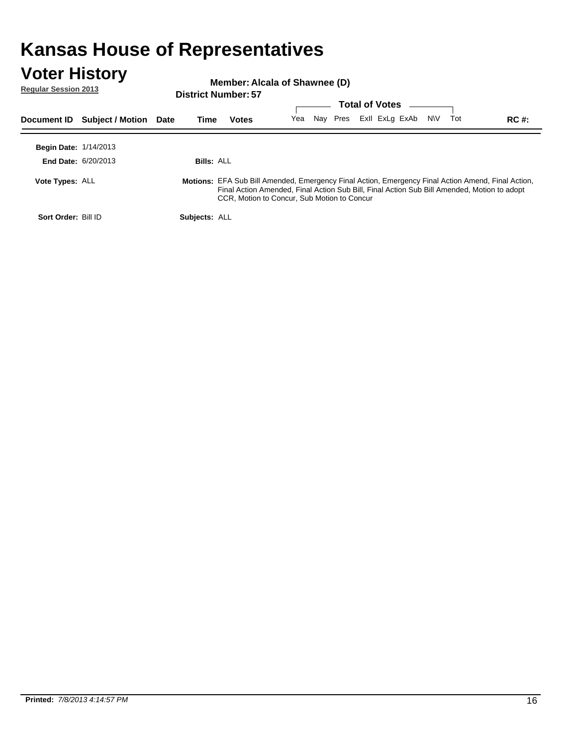# Kansas House of Representatives

## Voter History

**Regular Session 2013**

**Member: Alcala of Shawnee (D)**

**District Number: 57**

| Document ID | Subject / Motion | Date | Time | Votes | Yea | Nay | Pres | ExII | ExLg | ExAb | N\V | Tot | RC #: |
|---|---|---|---|---|---|---|---|---|---|---|---|---|---|

**Begin Date:** 1/14/2013

**End Date:** 6/20/2013

**Bills:** ALL

**Vote Types:** ALL

**Motions:** EFA Sub Bill Amended, Emergency Final Action, Emergency Final Action Amend, Final Action, Final Action Amended, Final Action Sub Bill, Final Action Sub Bill Amended, Motion to adopt CCR, Motion to Concur, Sub Motion to Concur

**Sort Order:** Bill ID

**Subjects:** ALL

**Printed:** *7/8/2013 4:14:57 PM*